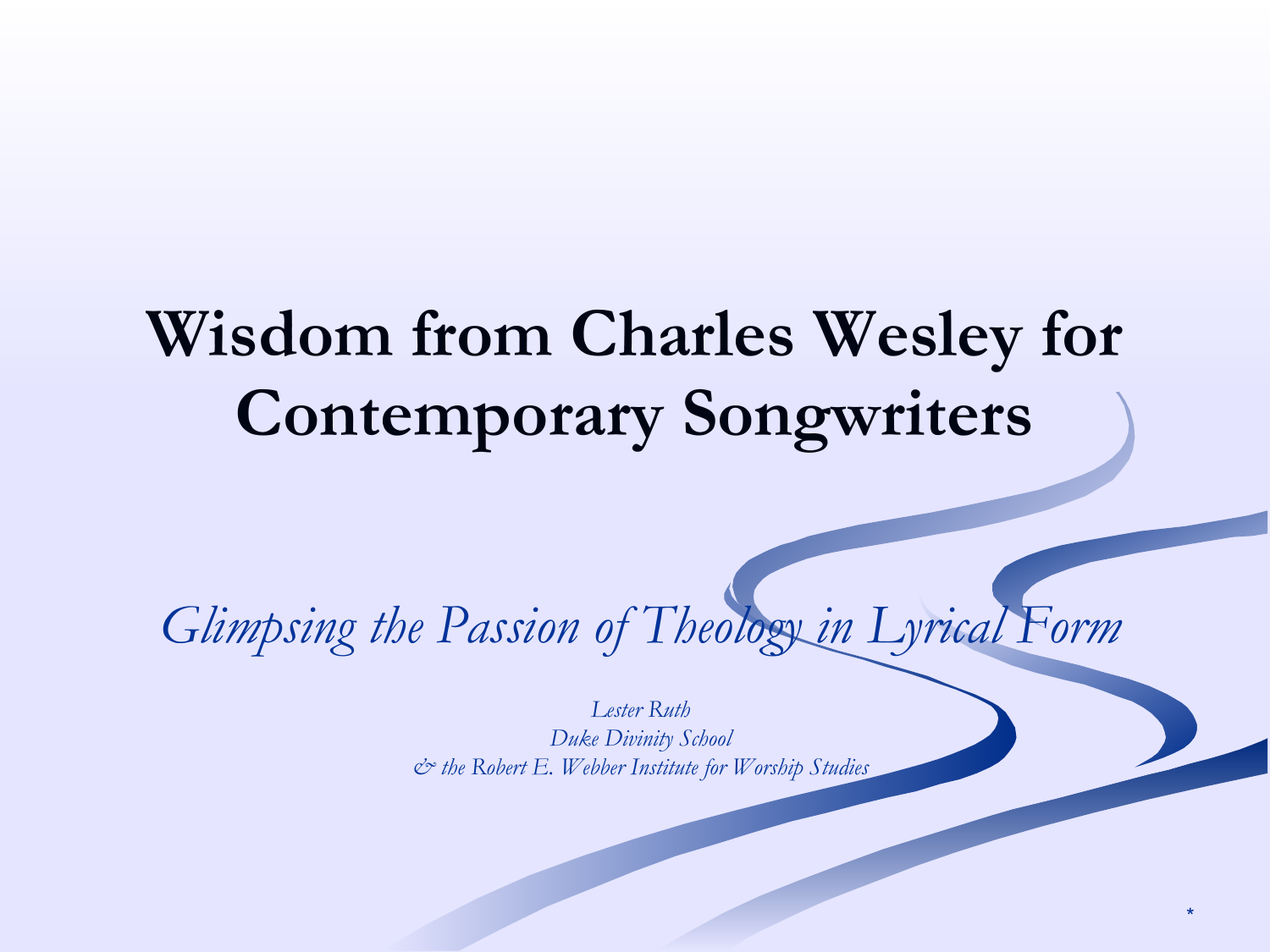# Wisdom from Charles Wesley for Contemporary Songwriters

*Glimpsing the Passion of Theology in Lyrical Form*

*Lester Ruth*
*Duke Divinity School*
*& the Robert E. Webber Institute for Worship Studies*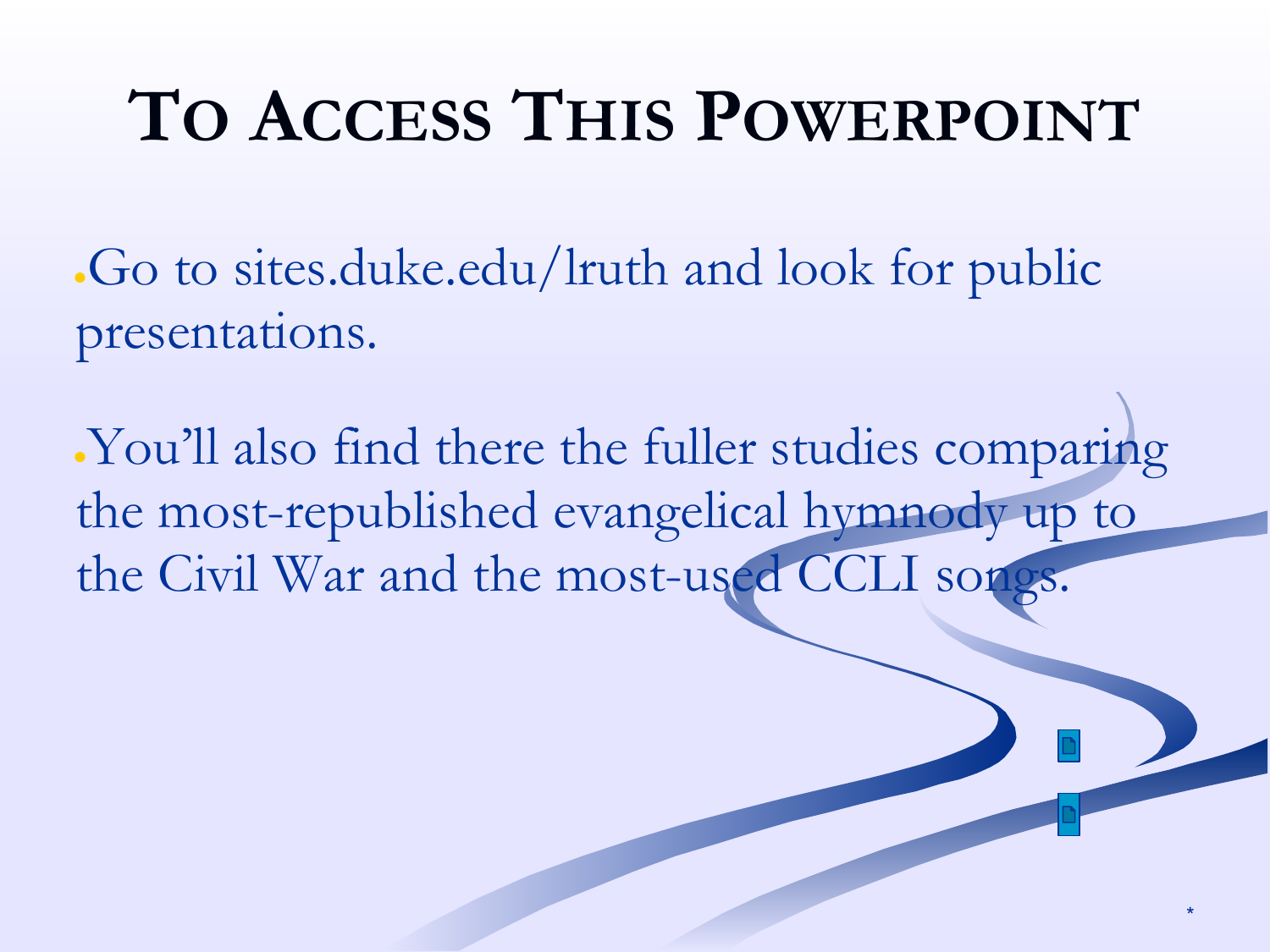# To Access This Powerpoint

- Go to sites.duke.edu/lruth and look for public presentations.
- You'll also find there the fuller studies comparing the most-republished evangelical hymnody up to the Civil War and the most-used CCLI songs.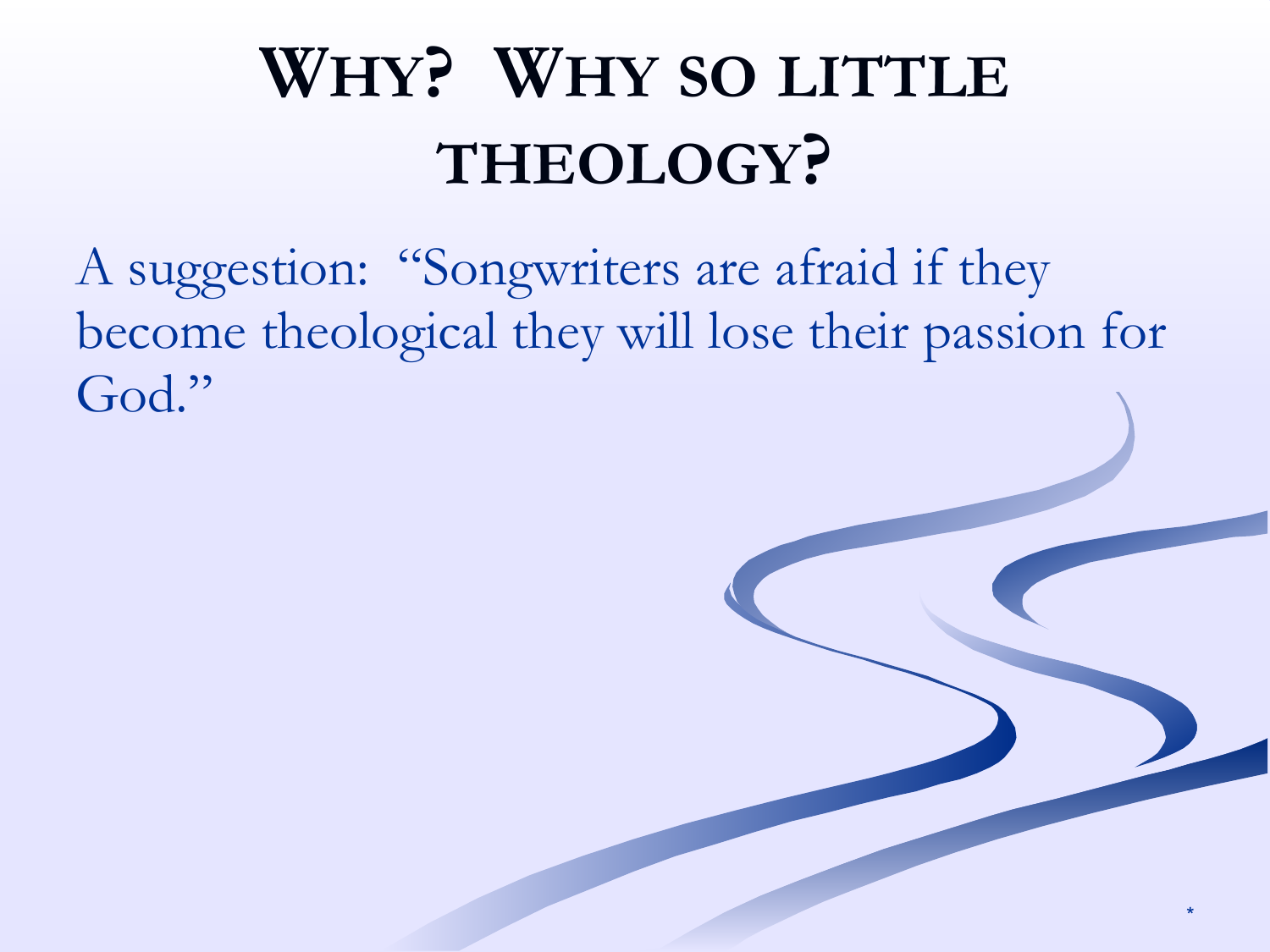# WHY? WHY SO LITTLE THEOLOGY?

A suggestion: "Songwriters are afraid if they become theological they will lose their passion for God."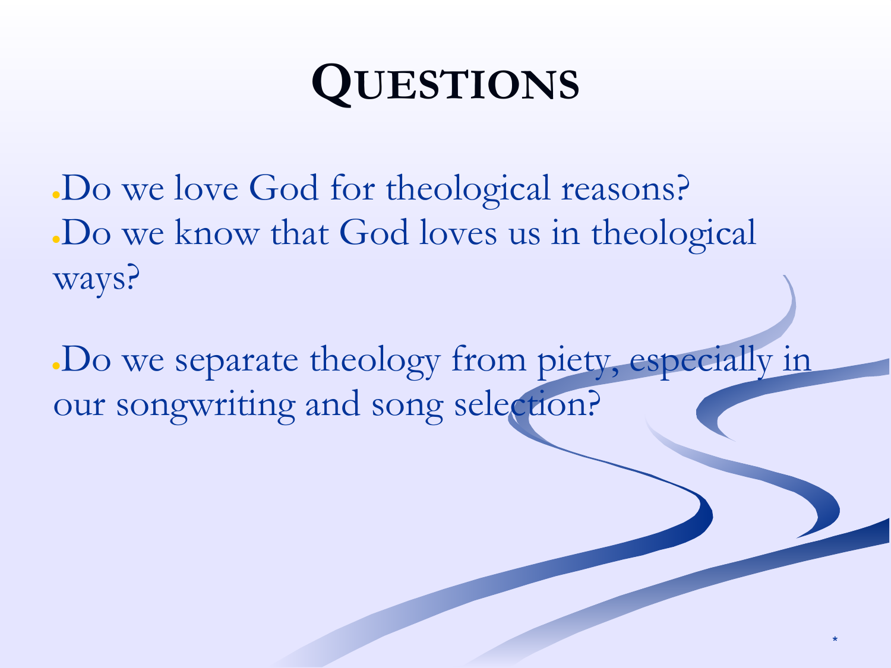# Questions

- Do we love God for theological reasons?
- Do we know that God loves us in theological ways?

- Do we separate theology from piety, especially in our songwriting and song selection?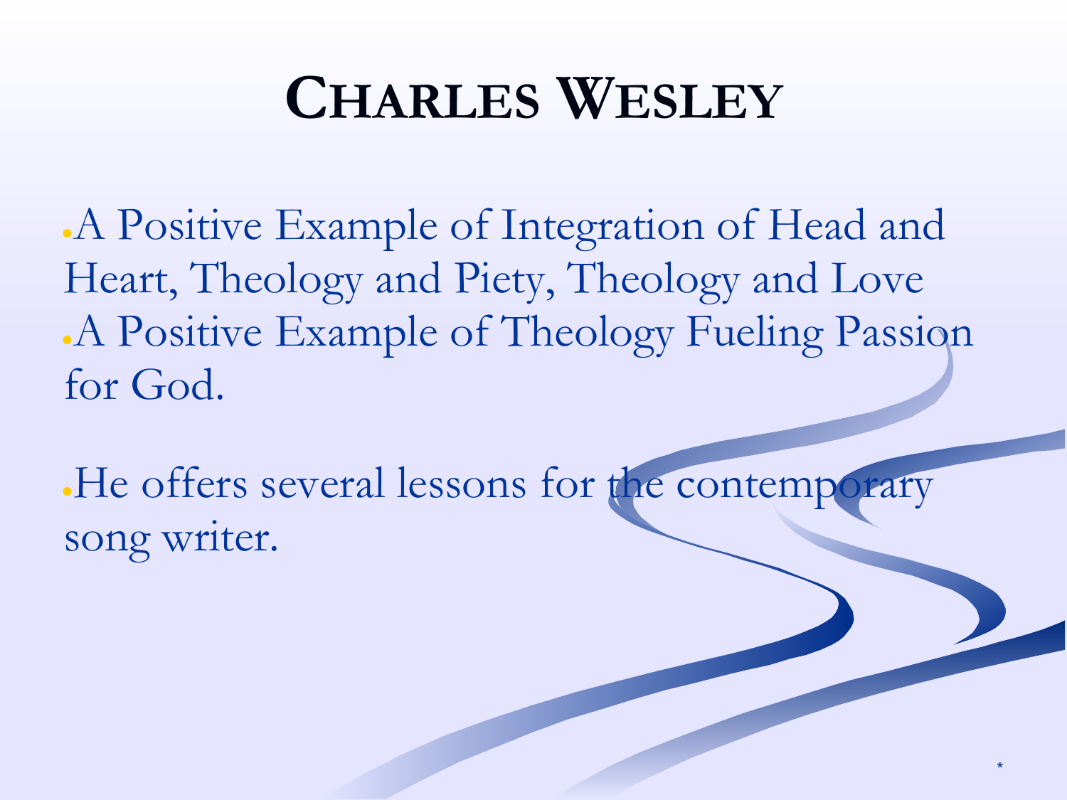# Charles Wesley

- A Positive Example of Integration of Head and Heart, Theology and Piety, Theology and Love
- A Positive Example of Theology Fueling Passion for God.

- He offers several lessons for the contemporary song writer.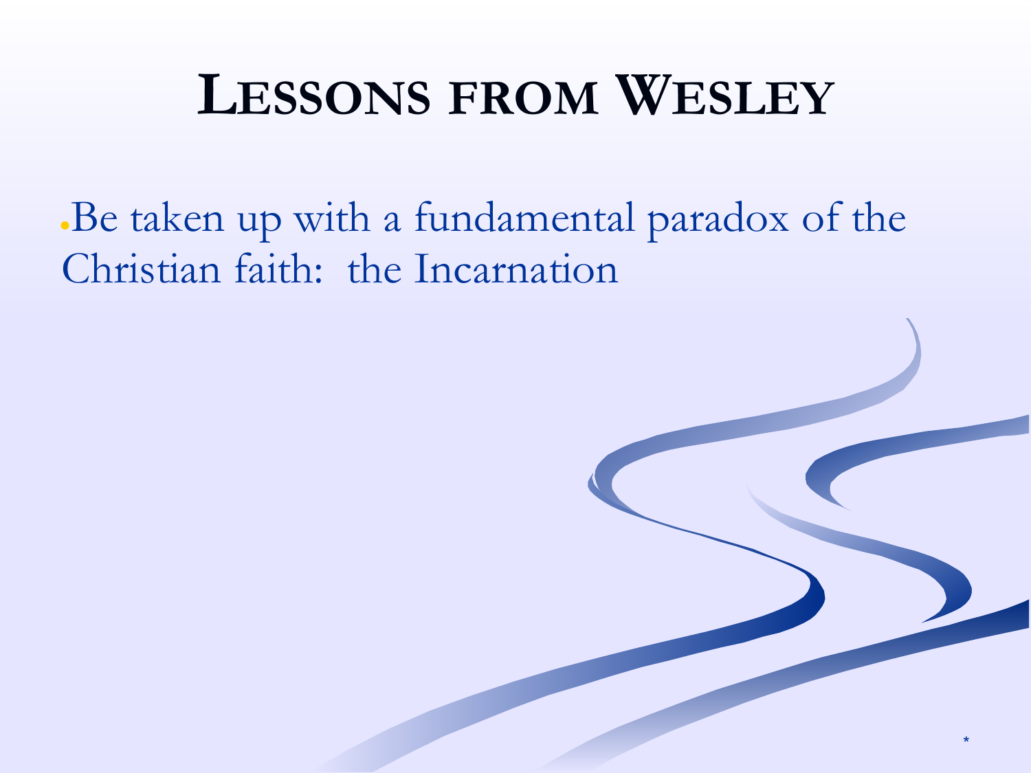# Lessons from Wesley

- Be taken up with a fundamental paradox of the Christian faith: the Incarnation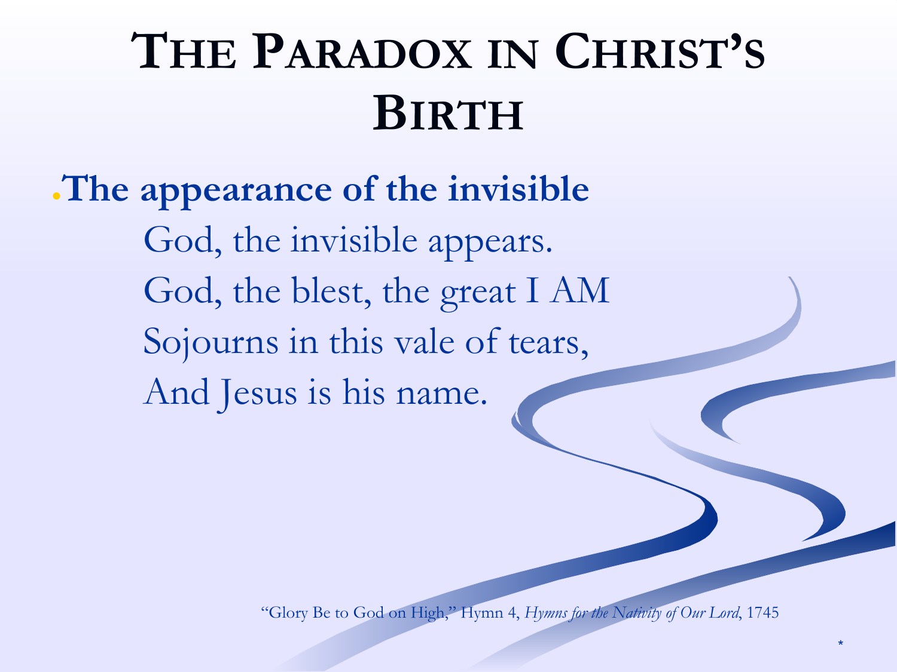# The Paradox in Christ's Birth

- **The appearance of the invisible**

  God, the invisible appears.
  God, the blest, the great I AM
  Sojourns in this vale of tears,
  And Jesus is his name.

"Glory Be to God on High," Hymn 4, *Hymns for the Nativity of Our Lord*, 1745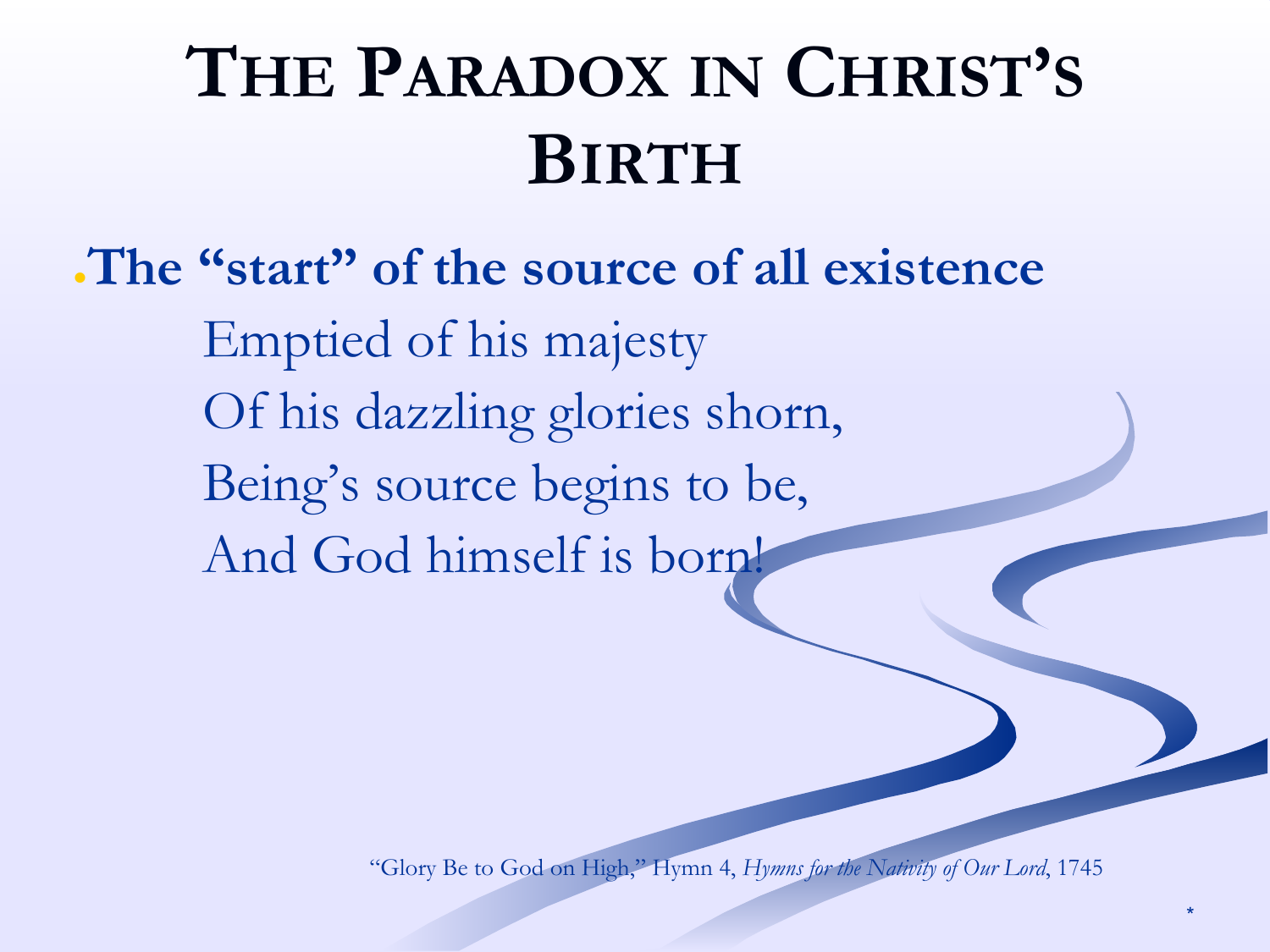# The Paradox in Christ's Birth

- **The "start" of the source of all existence**

  Emptied of his majesty
  Of his dazzling glories shorn,
  Being's source begins to be,
  And God himself is born!

"Glory Be to God on High," Hymn 4, *Hymns for the Nativity of Our Lord*, 1745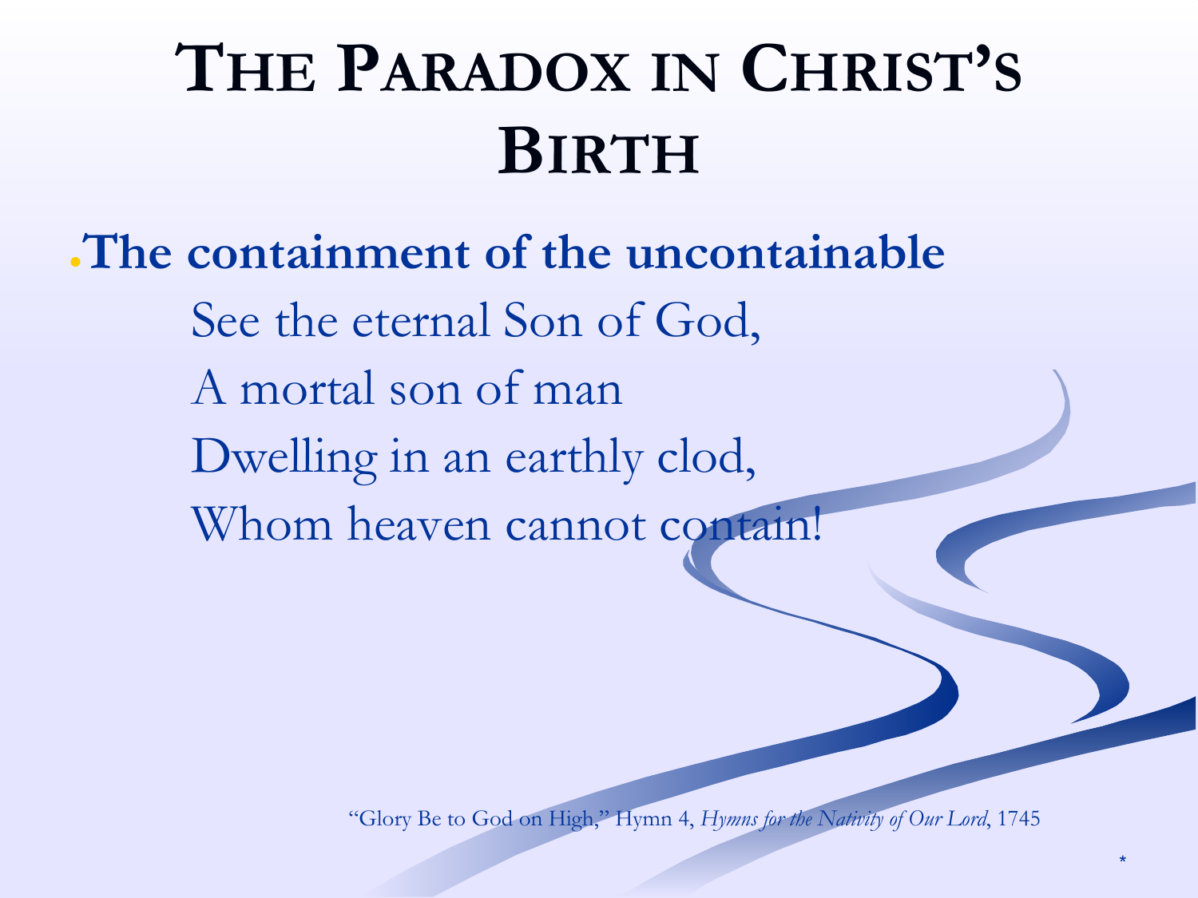# The Paradox in Christ's Birth

- **The containment of the uncontainable**

  See the eternal Son of God,
  A mortal son of man
  Dwelling in an earthly clod,
  Whom heaven cannot contain!

"Glory Be to God on High," Hymn 4, *Hymns for the Nativity of Our Lord*, 1745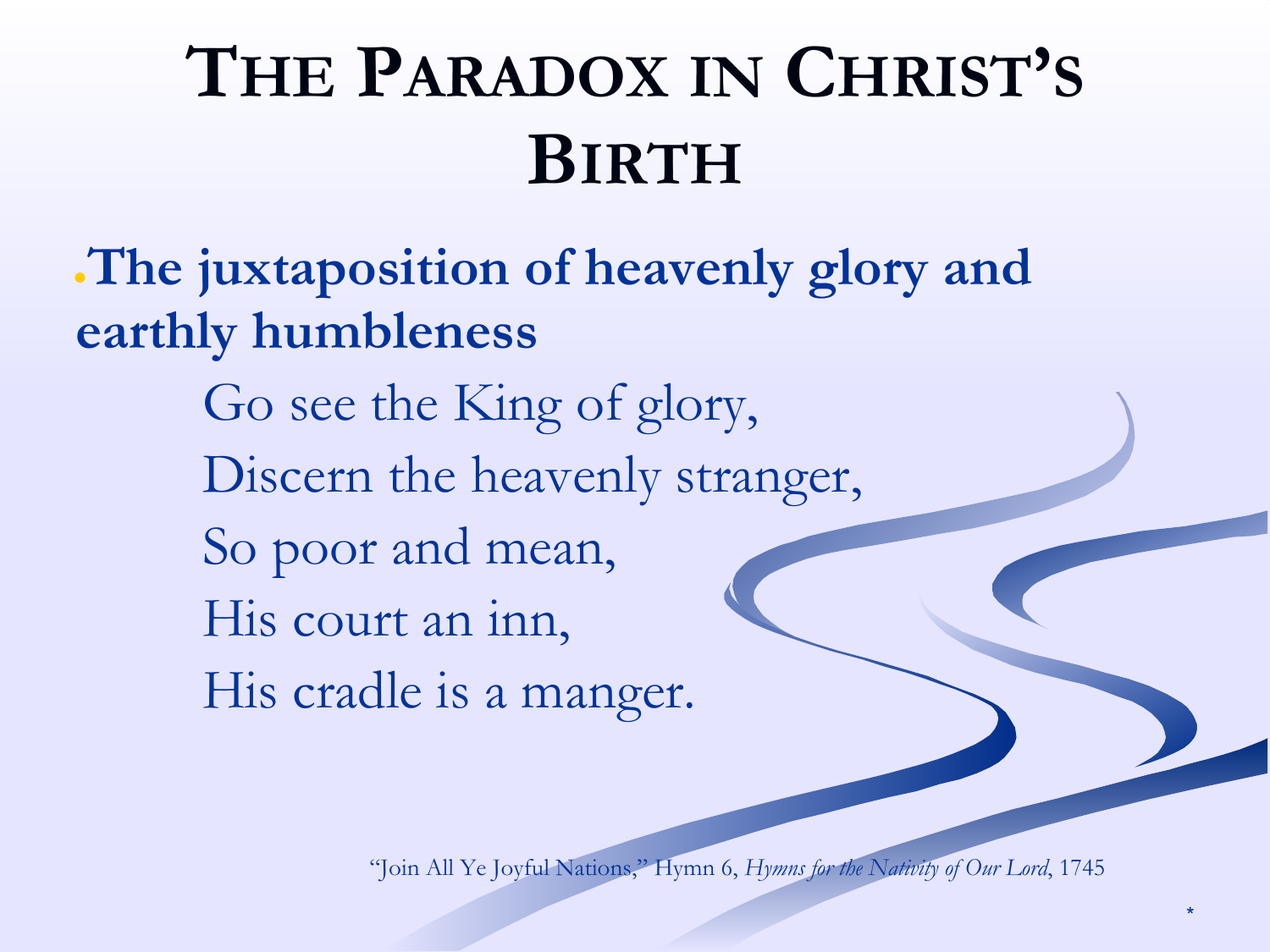# The Paradox in Christ's Birth

- **The juxtaposition of heavenly glory and earthly humbleness**

  Go see the King of glory,
  Discern the heavenly stranger,
  So poor and mean,
  His court an inn,
  His cradle is a manger.

"Join All Ye Joyful Nations," Hymn 6, *Hymns for the Nativity of Our Lord*, 1745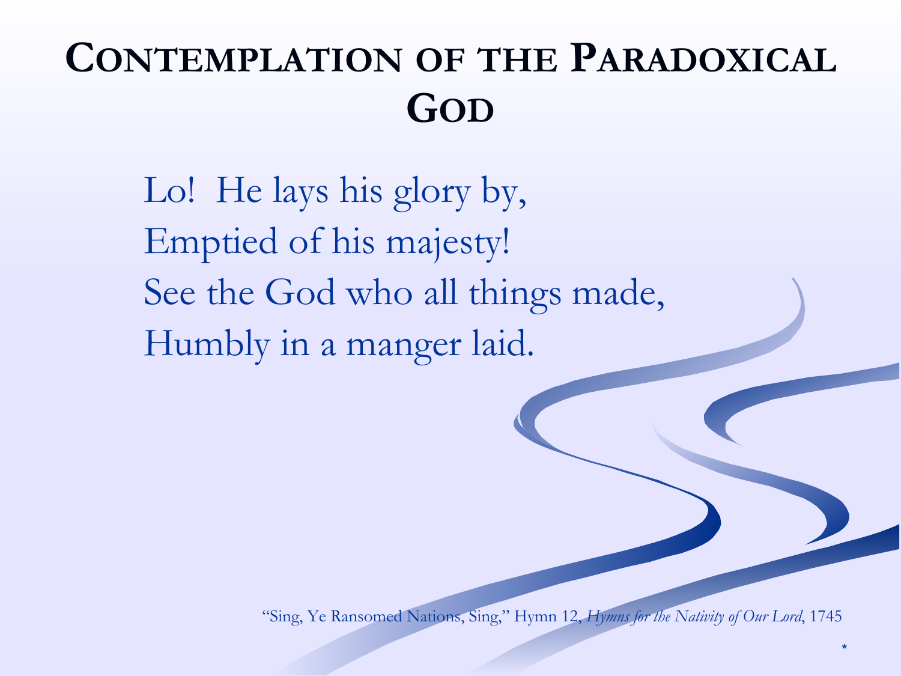# Contemplation of the Paradoxical God

Lo!  He lays his glory by,
Emptied of his majesty!
See the God who all things made,
Humbly in a manger laid.

"Sing, Ye Ransomed Nations, Sing," Hymn 12, *Hymns for the Nativity of Our Lord*, 1745

*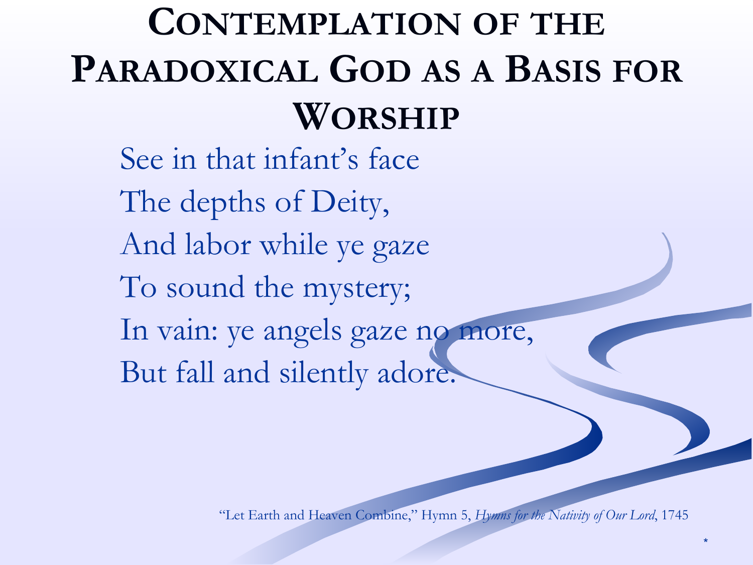# Contemplation of the Paradoxical God as a Basis for Worship

See in that infant's face  
The depths of Deity,  
And labor while ye gaze  
To sound the mystery;  
In vain: ye angels gaze no more,  
But fall and silently adore.

"Let Earth and Heaven Combine," Hymn 5, *Hymns for the Nativity of Our Lord*, 1745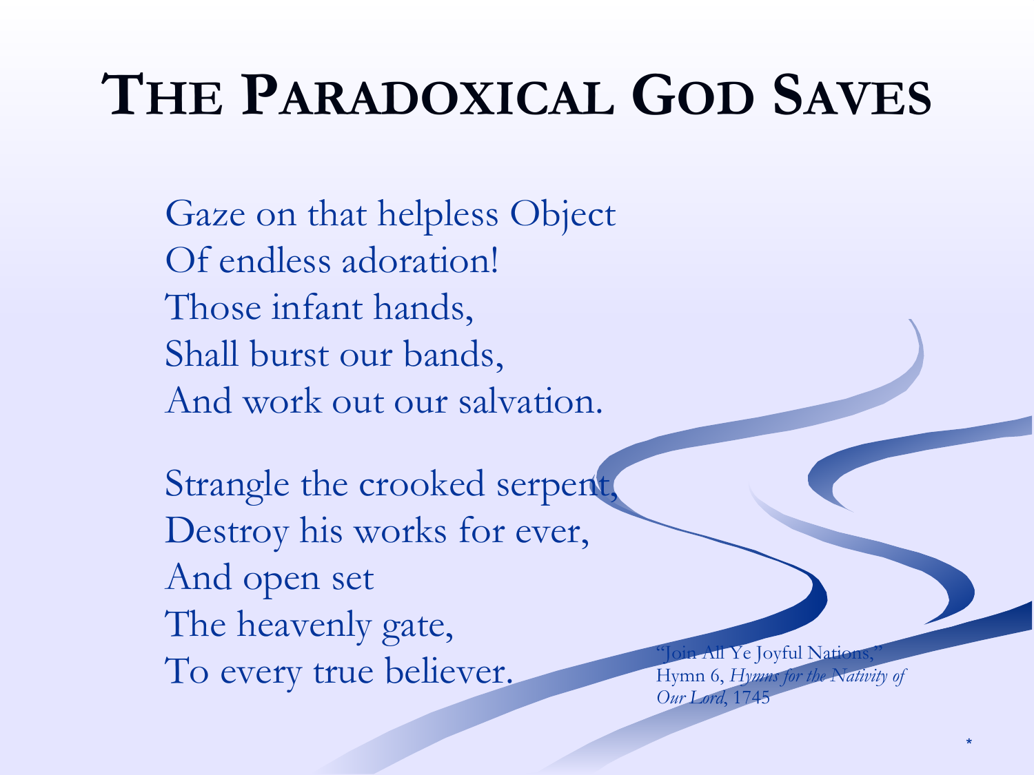# The Paradoxical God Saves

Gaze on that helpless Object
Of endless adoration!
Those infant hands,
Shall burst our bands,
And work out our salvation.

Strangle the crooked serpent,
Destroy his works for ever,
And open set
The heavenly gate,
To every true believer.

"Join All Ye Joyful Nations,"
Hymn 6, *Hymns for the Nativity of Our Lord*, 1745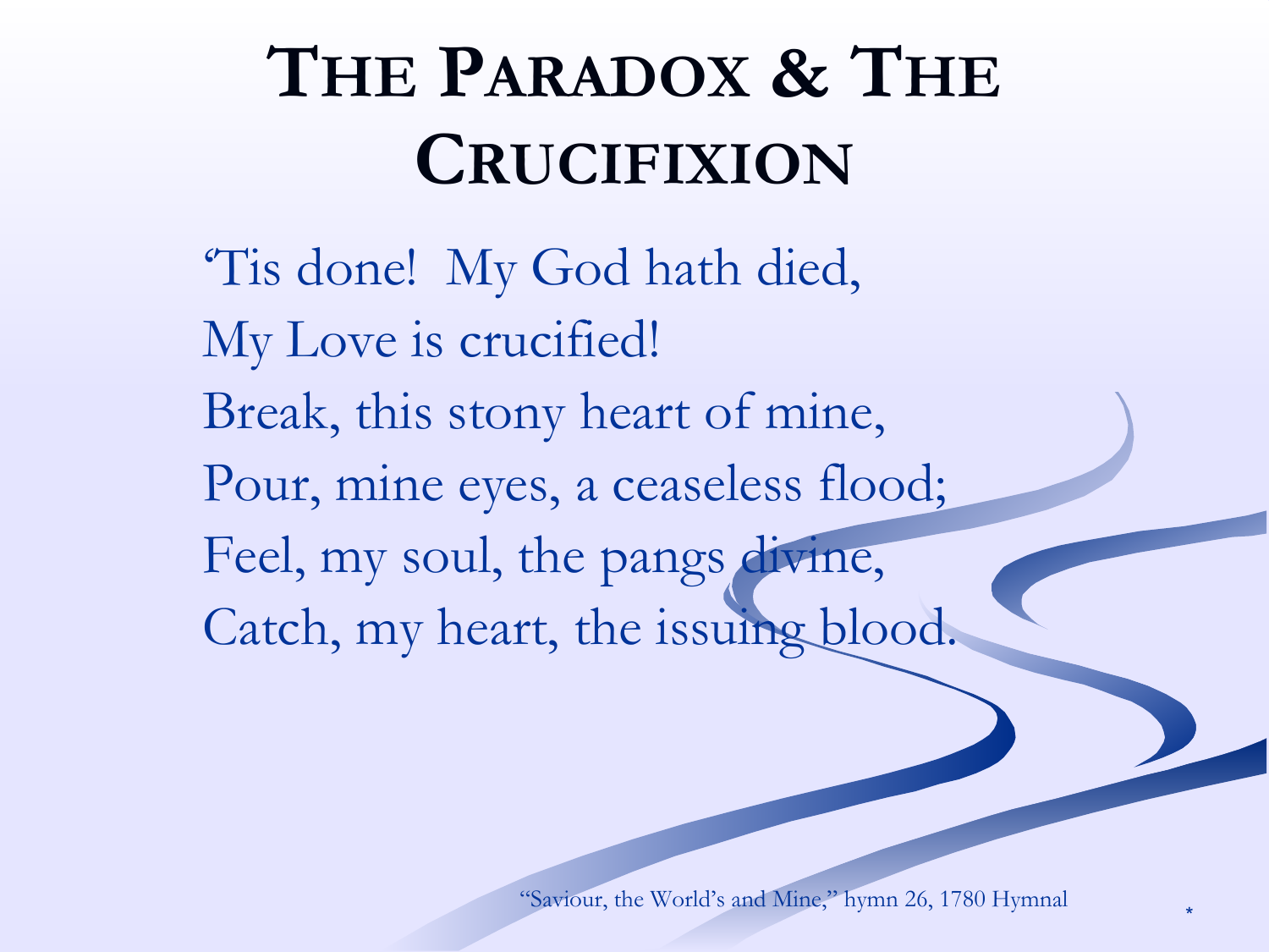# The Paradox & The Crucifixion

'Tis done! My God hath died,
My Love is crucified!
Break, this stony heart of mine,
Pour, mine eyes, a ceaseless flood;
Feel, my soul, the pangs divine,
Catch, my heart, the issuing blood.

"Saviour, the World's and Mine," hymn 26, 1780 Hymnal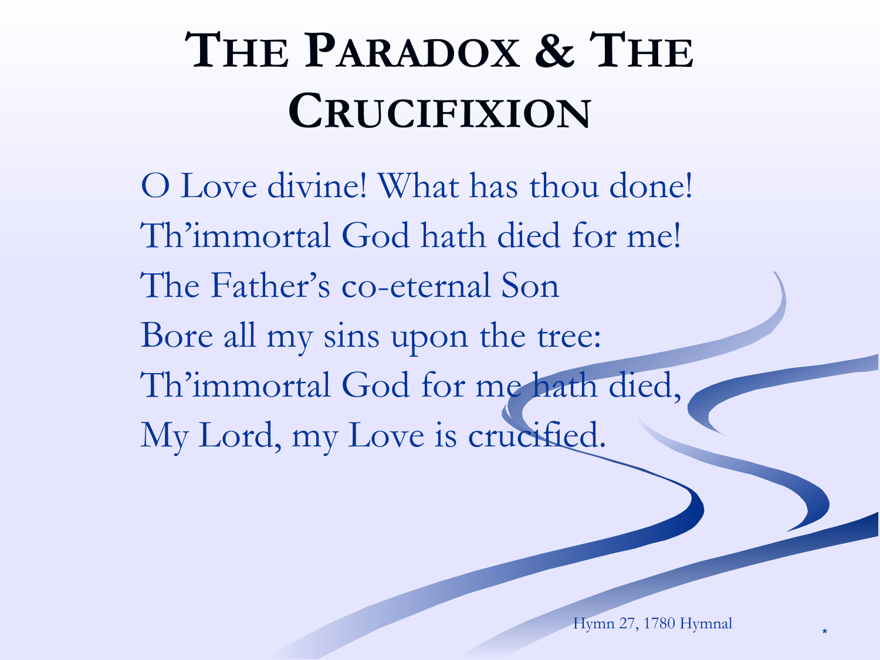# THE PARADOX & THE CRUCIFIXION

O Love divine! What has thou done!
Th'immortal God hath died for me!
The Father's co-eternal Son
Bore all my sins upon the tree:
Th'immortal God for me hath died,
My Lord, my Love is crucified.

Hymn 27, 1780 Hymnal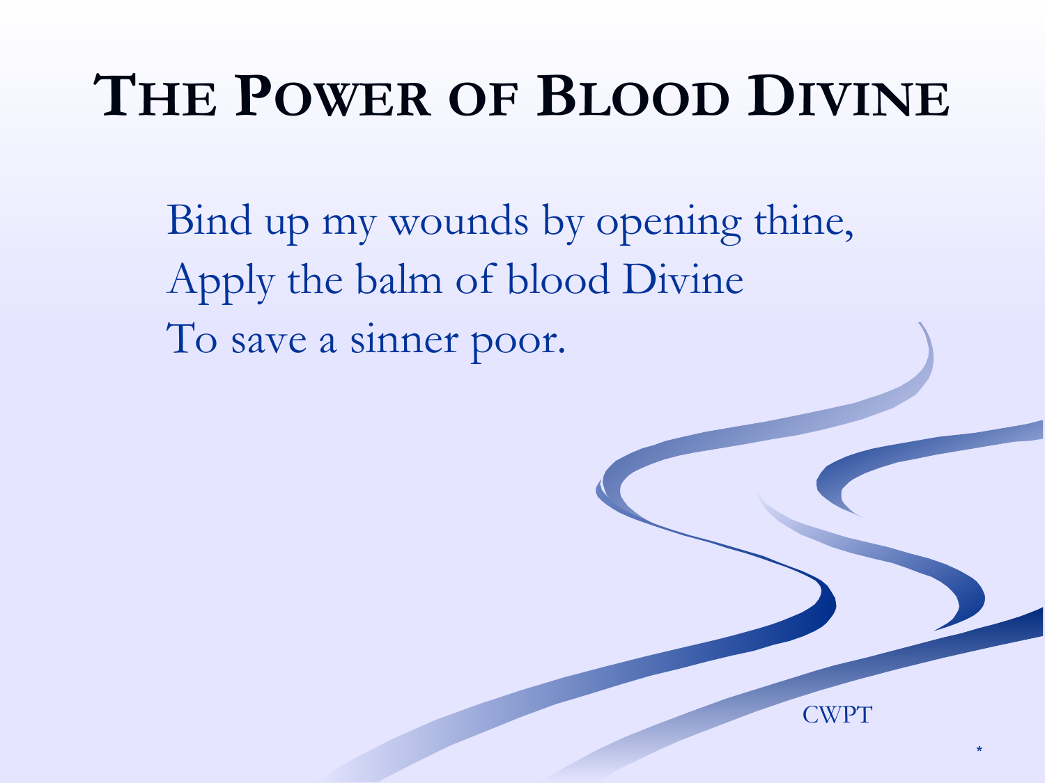# The Power of Blood Divine

Bind up my wounds by opening thine,
Apply the balm of blood Divine
To save a sinner poor.

CWPT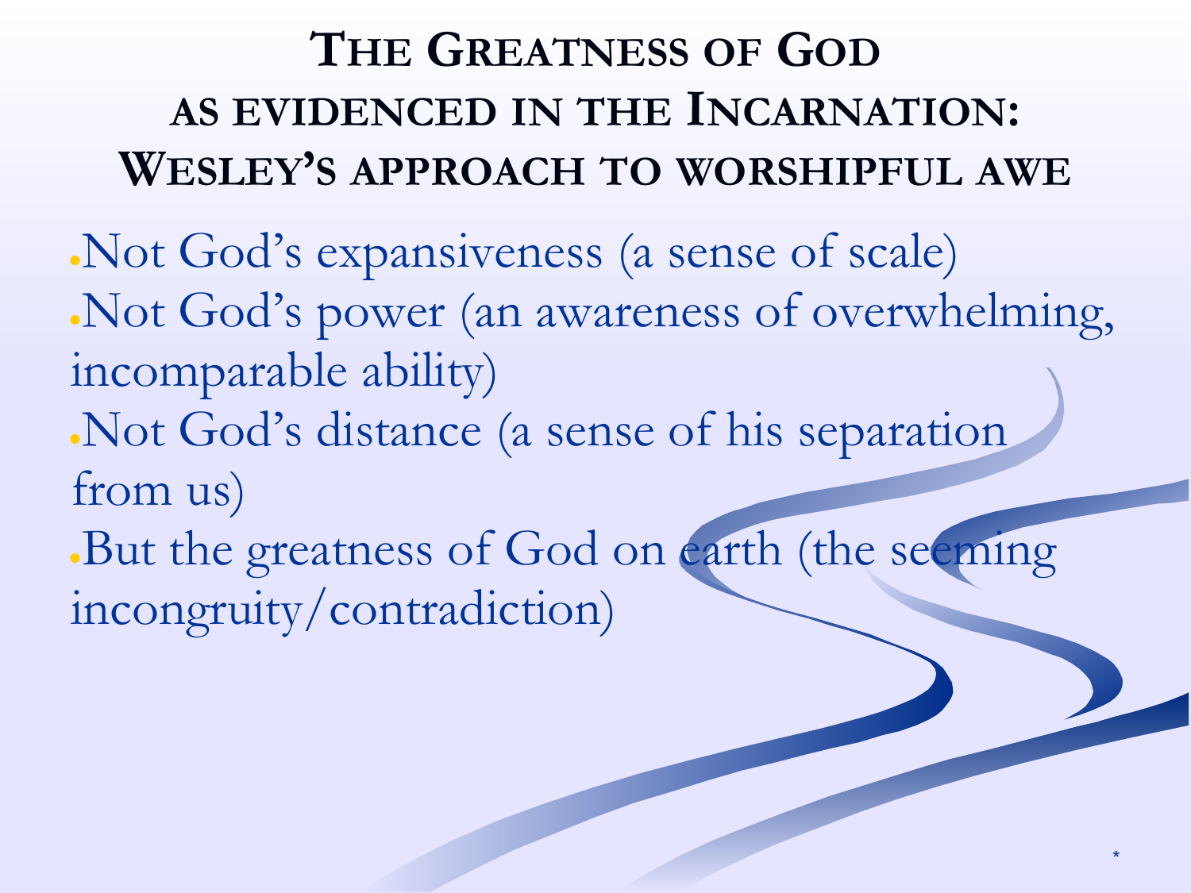# The Greatness of God as evidenced in the Incarnation: Wesley's approach to worshipful awe

- Not God's expansiveness (a sense of scale)
- Not God's power (an awareness of overwhelming, incomparable ability)
- Not God's distance (a sense of his separation from us)
- But the greatness of God on earth (the seeming incongruity/contradiction)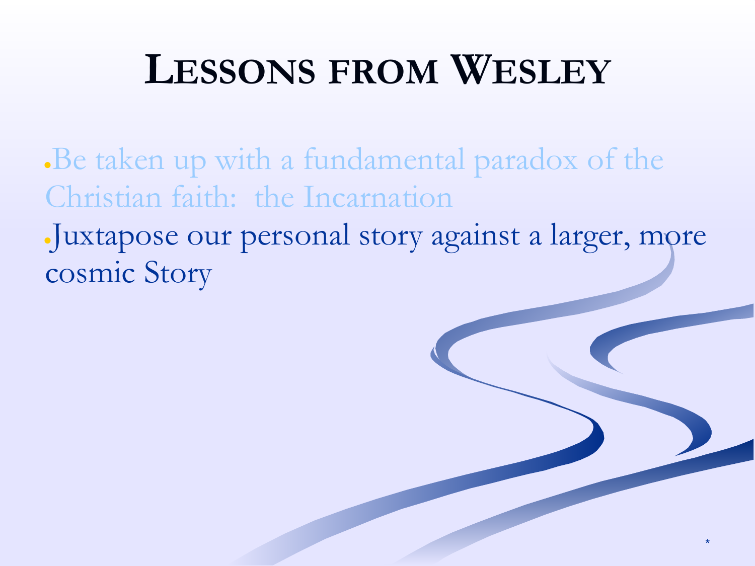# Lessons from Wesley

- Be taken up with a fundamental paradox of the Christian faith:  the Incarnation
- Juxtapose our personal story against a larger, more cosmic Story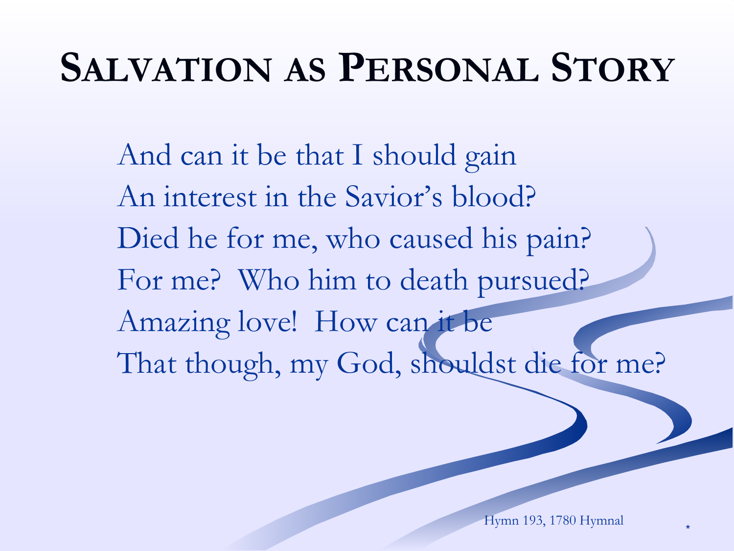# Salvation as Personal Story

And can it be that I should gain
An interest in the Savior's blood?
Died he for me, who caused his pain?
For me? Who him to death pursued?
Amazing love! How can it be
That though, my God, shouldst die for me?

Hymn 193, 1780 Hymnal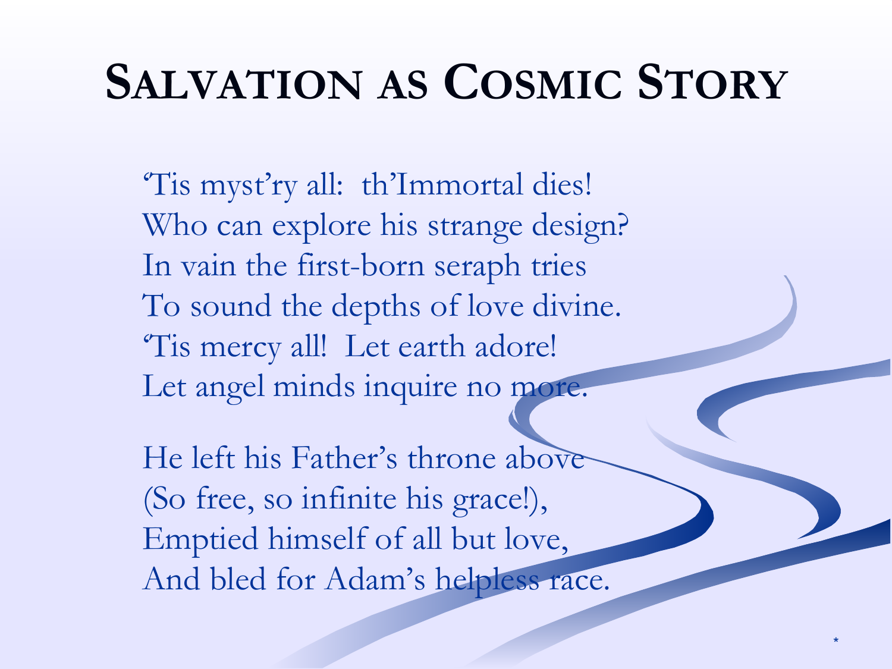# Salvation as Cosmic Story

'Tis myst'ry all: th'Immortal dies!
Who can explore his strange design?
In vain the first-born seraph tries
To sound the depths of love divine.
'Tis mercy all! Let earth adore!
Let angel minds inquire no more.

He left his Father's throne above
(So free, so infinite his grace!),
Emptied himself of all but love,
And bled for Adam's helpless race.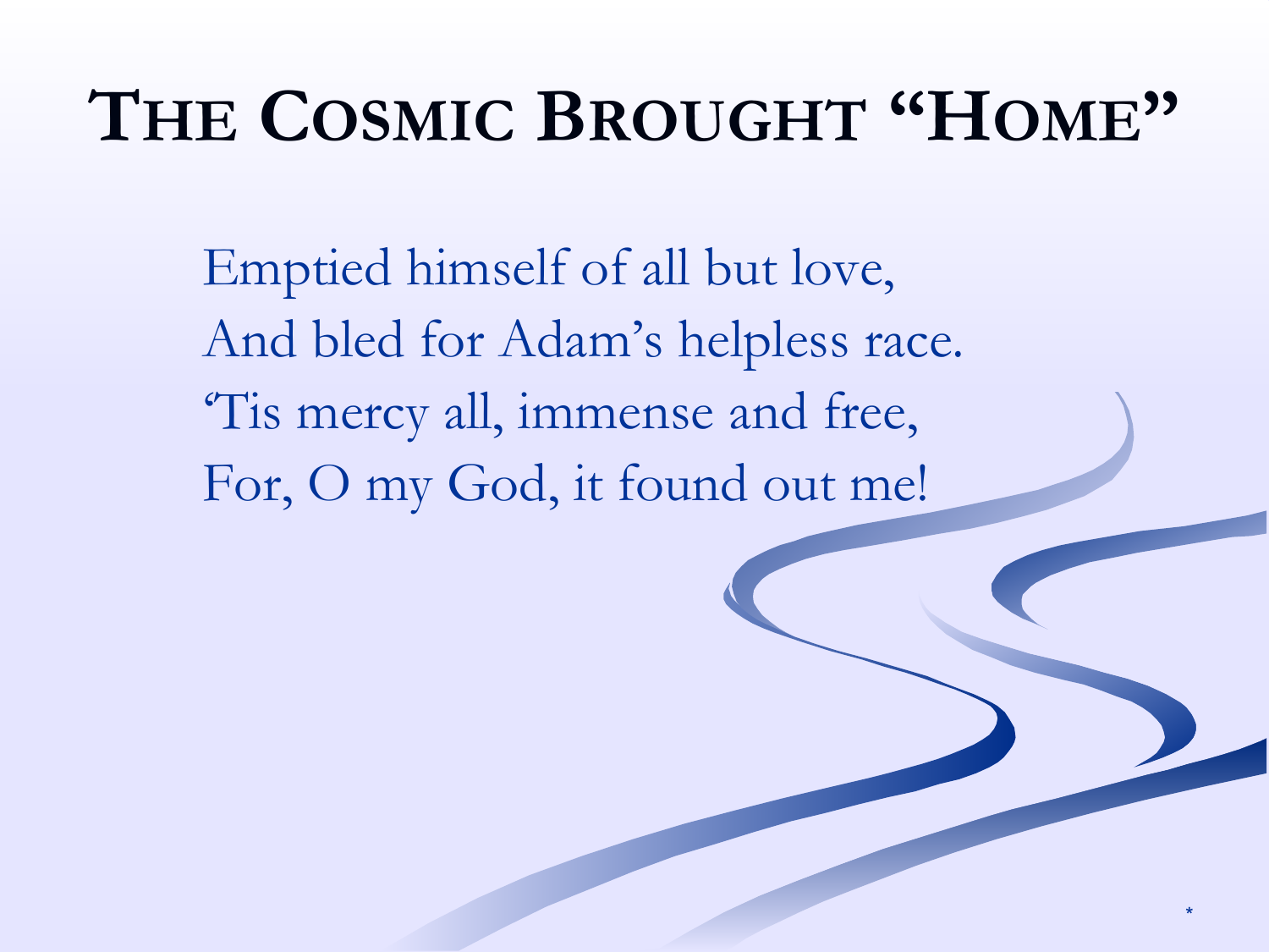# The Cosmic Brought "Home"

Emptied himself of all but love,  
And bled for Adam's helpless race.  
'Tis mercy all, immense and free,  
For, O my God, it found out me!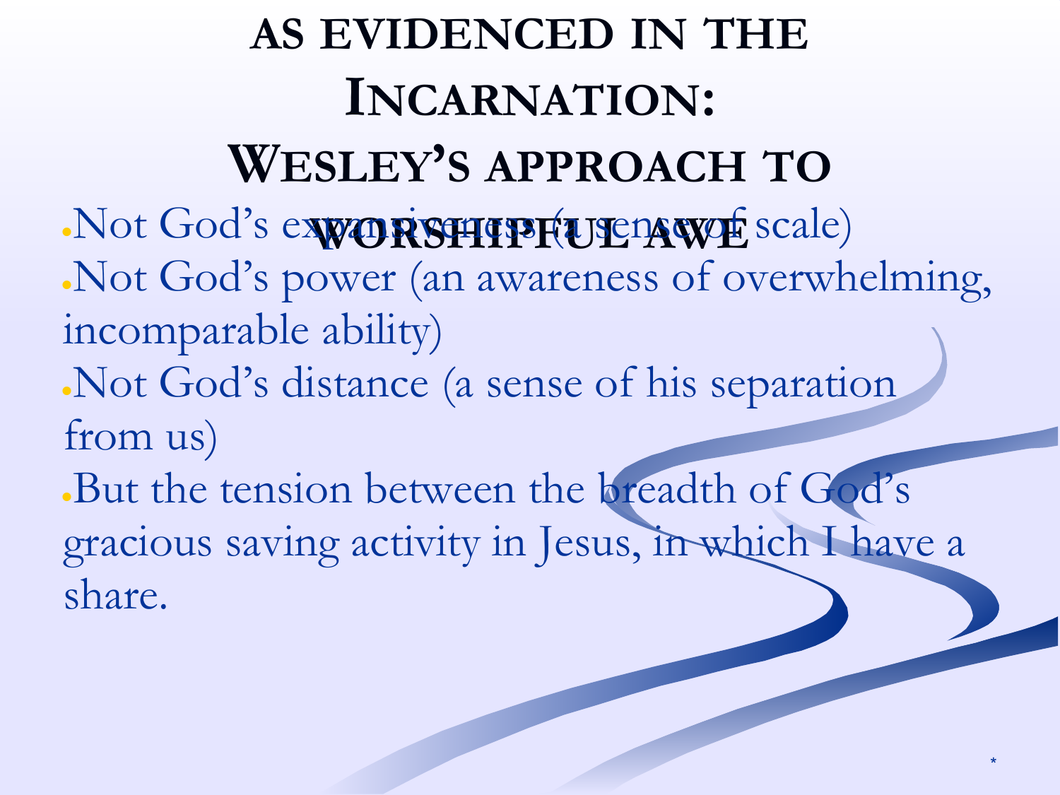# Wesley's approach to worshipful awe as evidenced in the Incarnation:

- Not God's expansiveness (a sense of scale)
- Not God's power (an awareness of overwhelming, incomparable ability)
- Not God's distance (a sense of his separation from us)
- But the tension between the breadth of God's gracious saving activity in Jesus, in which I have a share.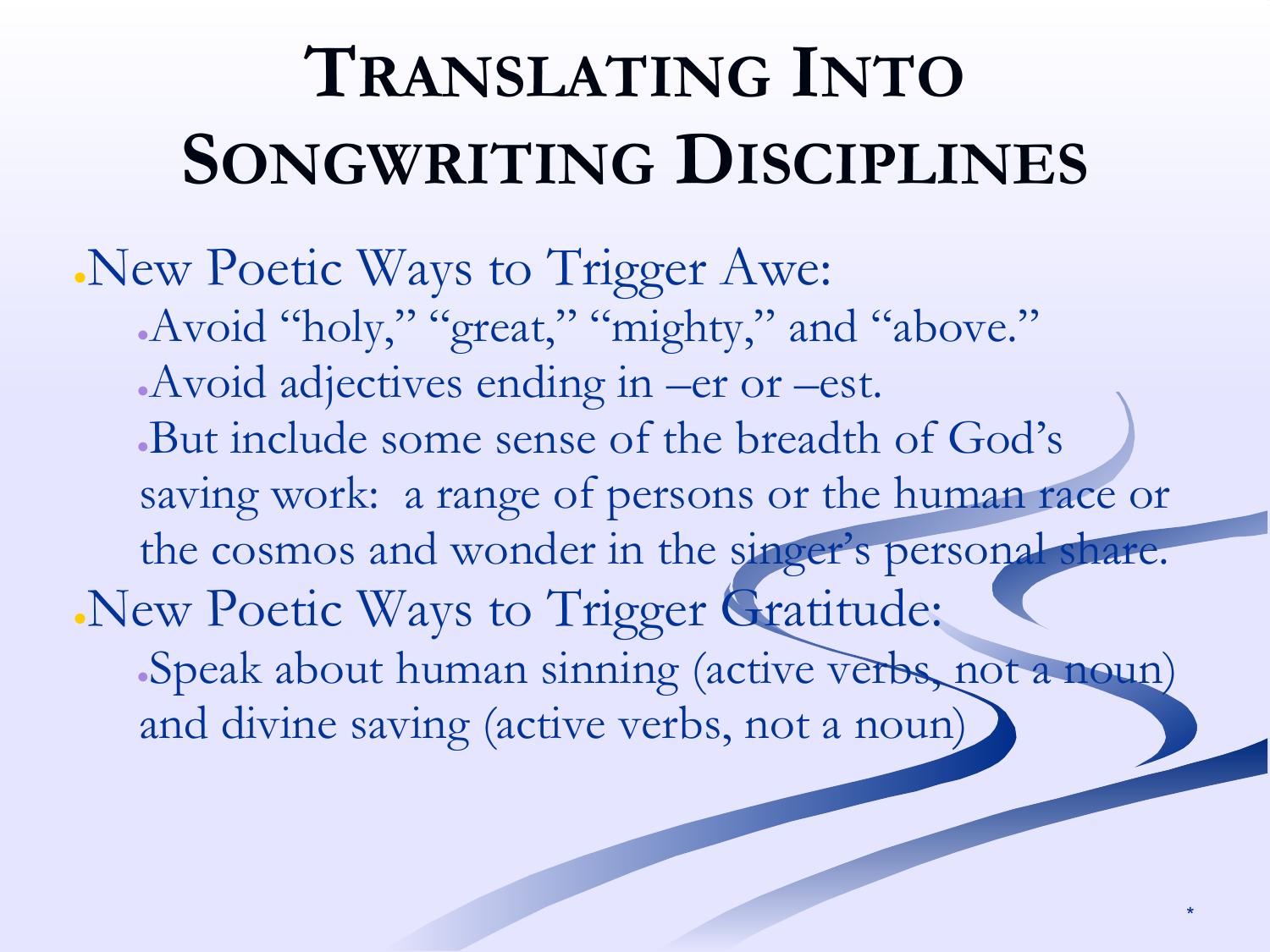# Translating Into Songwriting Disciplines

- New Poetic Ways to Trigger Awe:
  - Avoid “holy,” “great,” “mighty,” and “above.”
  - Avoid adjectives ending in –er or –est.
  - But include some sense of the breadth of God’s saving work: a range of persons or the human race or the cosmos and wonder in the singer’s personal share.
- New Poetic Ways to Trigger Gratitude:
  - Speak about human sinning (active verbs, not a noun) and divine saving (active verbs, not a noun)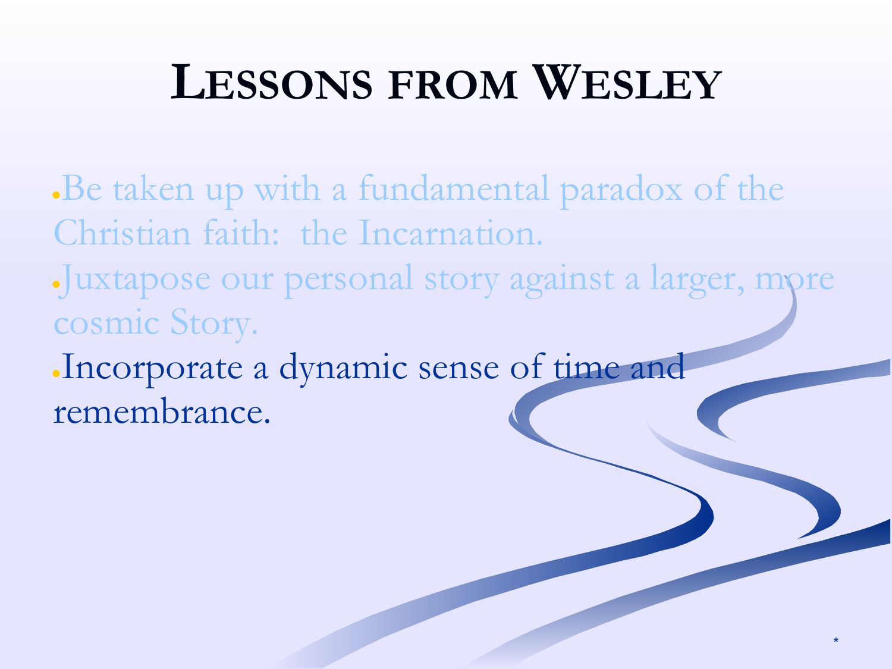# Lessons from Wesley

- Be taken up with a fundamental paradox of the Christian faith: the Incarnation.
- Juxtapose our personal story against a larger, more cosmic Story.
- Incorporate a dynamic sense of time and remembrance.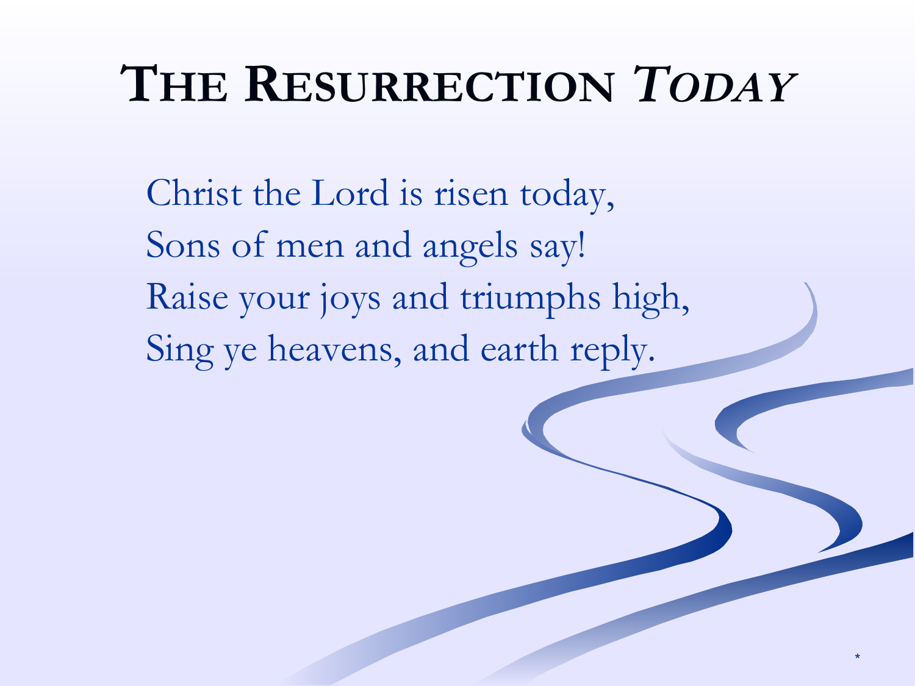# The Resurrection *Today*

Christ the Lord is risen today,
Sons of men and angels say!
Raise your joys and triumphs high,
Sing ye heavens, and earth reply.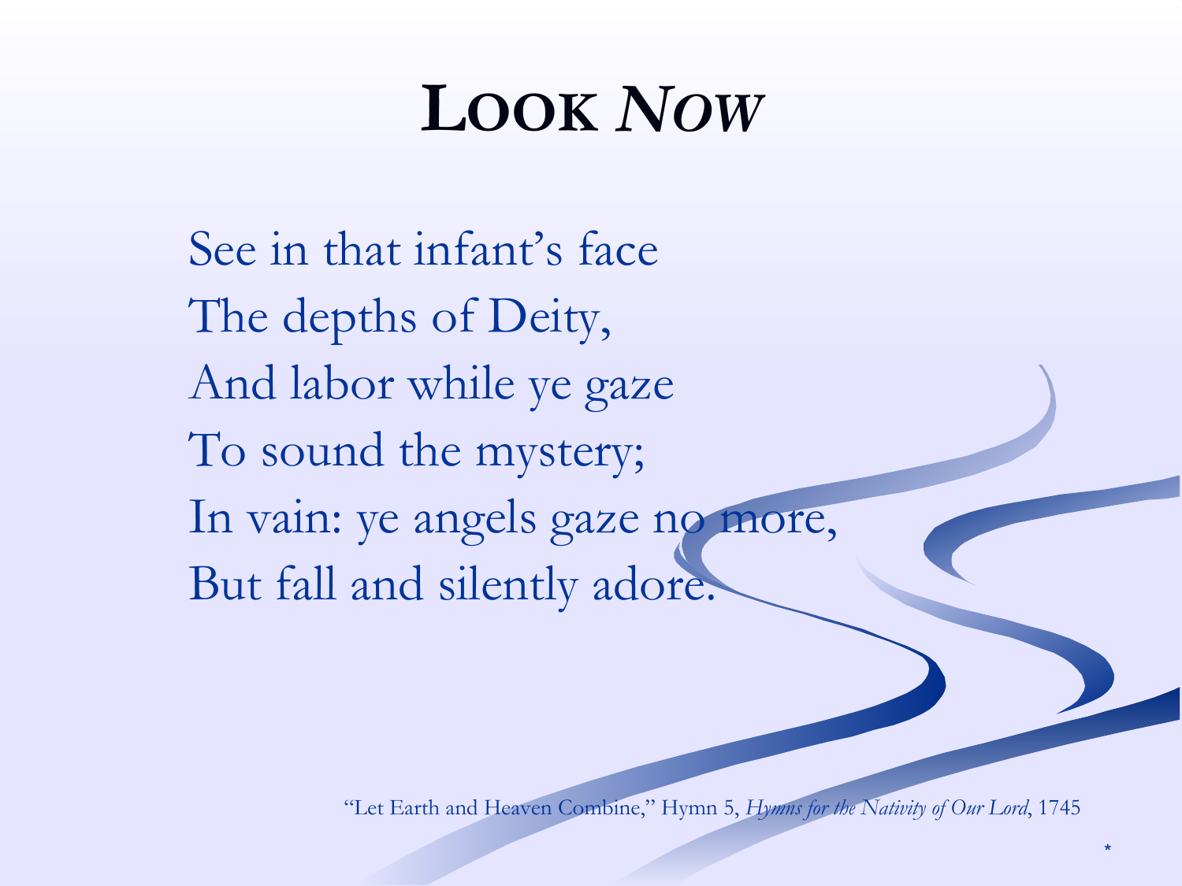# LOOK *NOW*

See in that infant's face
The depths of Deity,
And labor while ye gaze
To sound the mystery;
In vain: ye angels gaze no more,
But fall and silently adore.

"Let Earth and Heaven Combine," Hymn 5, *Hymns for the Nativity of Our Lord*, 1745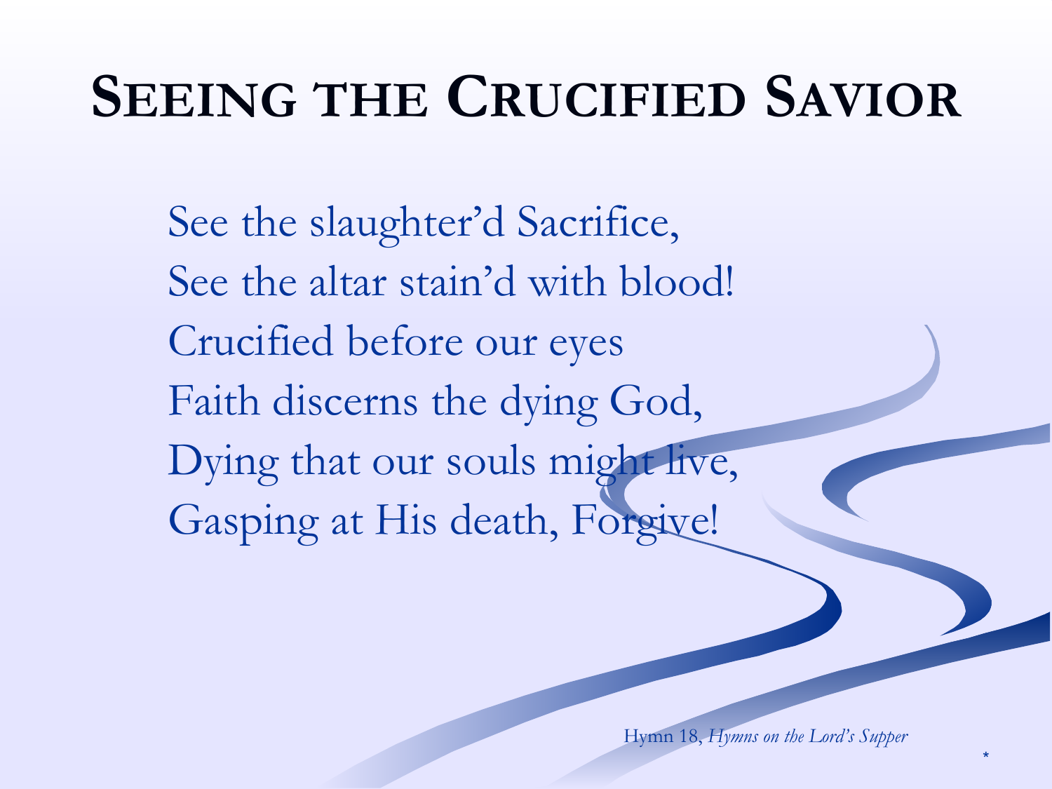# Seeing the Crucified Savior

See the slaughter'd Sacrifice,  
See the altar stain'd with blood!  
Crucified before our eyes  
Faith discerns the dying God,  
Dying that our souls might live,  
Gasping at His death, Forgive!

Hymn 18, *Hymns on the Lord's Supper*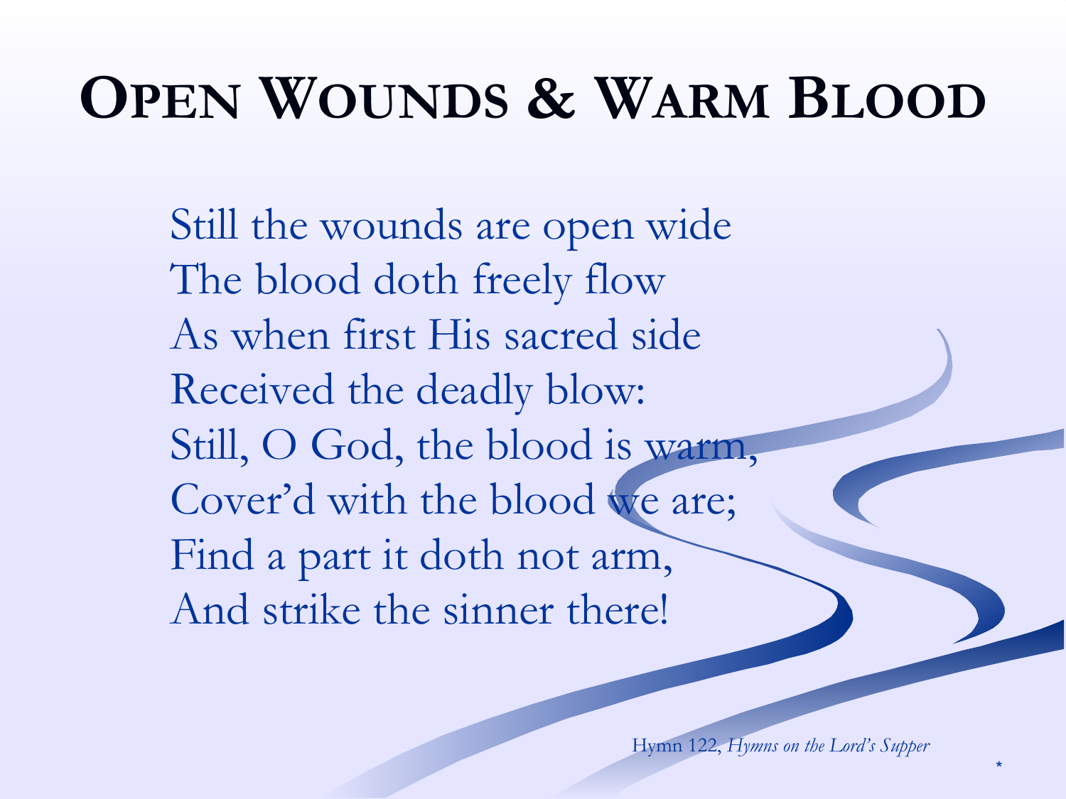# Open Wounds & Warm Blood

Still the wounds are open wide  
The blood doth freely flow  
As when first His sacred side  
Received the deadly blow:  
Still, O God, the blood is warm,  
Cover'd with the blood we are;  
Find a part it doth not arm,  
And strike the sinner there!

Hymn 122, *Hymns on the Lord's Supper*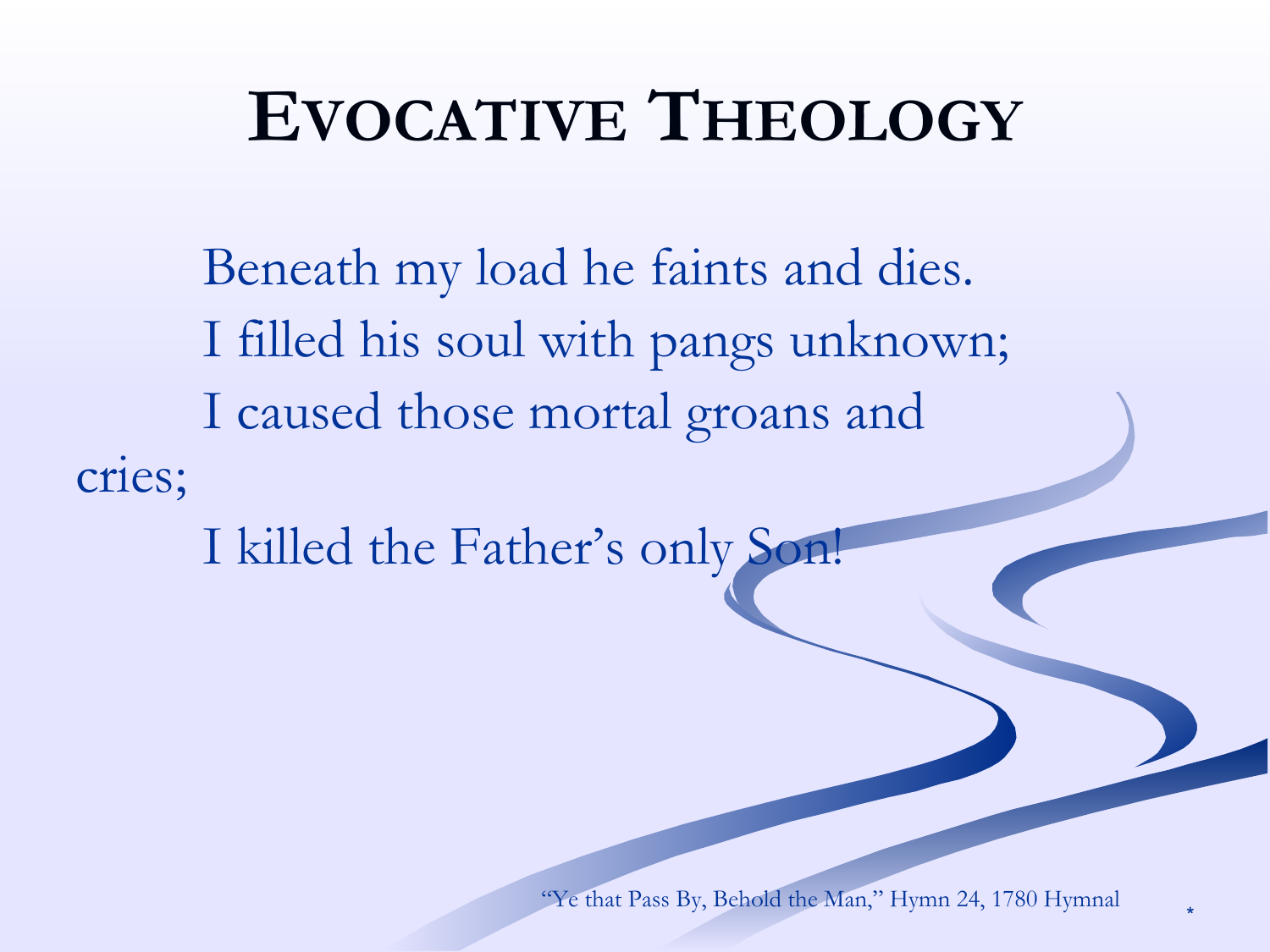# EVOCATIVE THEOLOGY

Beneath my load he faints and dies.
I filled his soul with pangs unknown;
I caused those mortal groans and cries;
I killed the Father's only Son!

"Ye that Pass By, Behold the Man," Hymn 24, 1780 Hymnal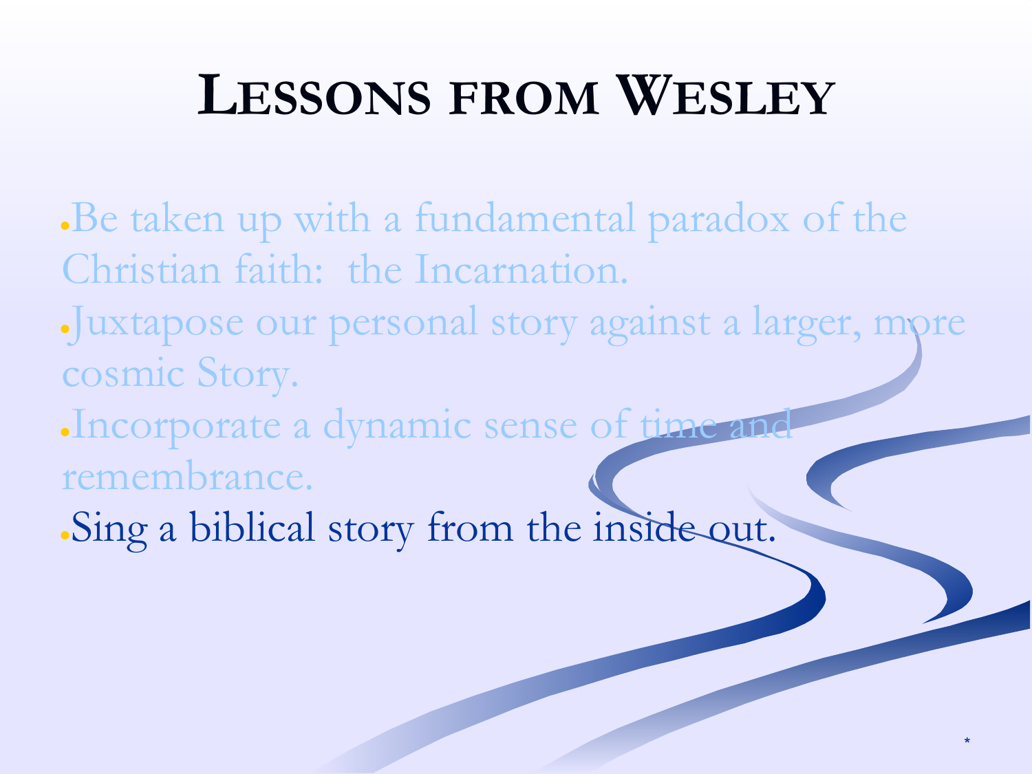# Lessons from Wesley

- Be taken up with a fundamental paradox of the Christian faith:  the Incarnation.
- Juxtapose our personal story against a larger, more cosmic Story.
- Incorporate a dynamic sense of time and remembrance.
- Sing a biblical story from the inside out.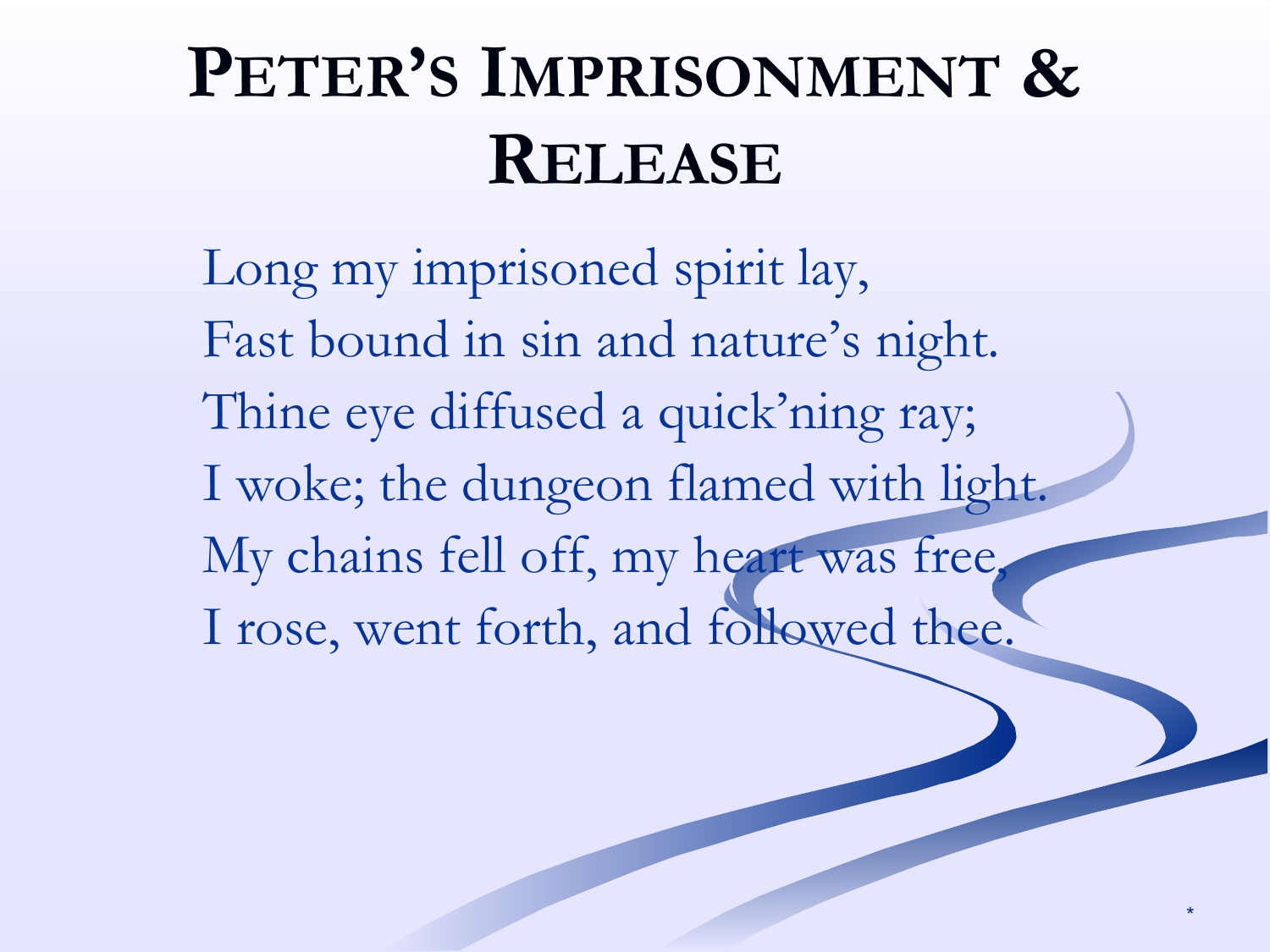# Peter's Imprisonment & Release

Long my imprisoned spirit lay,
Fast bound in sin and nature's night.
Thine eye diffused a quick'ning ray;
I woke; the dungeon flamed with light.
My chains fell off, my heart was free,
I rose, went forth, and followed thee.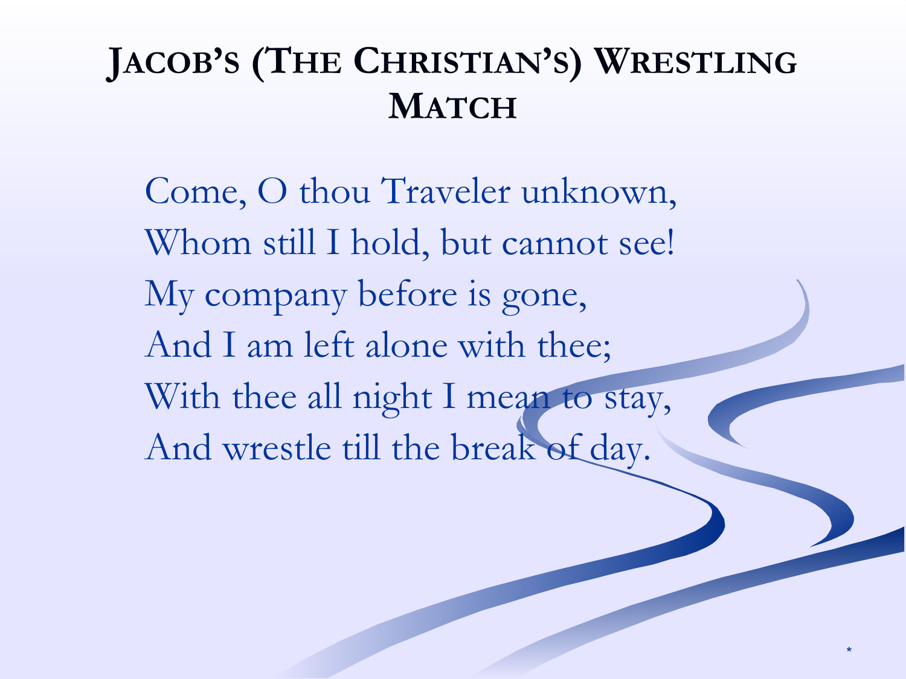# Jacob's (The Christian's) Wrestling Match

Come, O thou Traveler unknown,
Whom still I hold, but cannot see!
My company before is gone,
And I am left alone with thee;
With thee all night I mean to stay,
And wrestle till the break of day.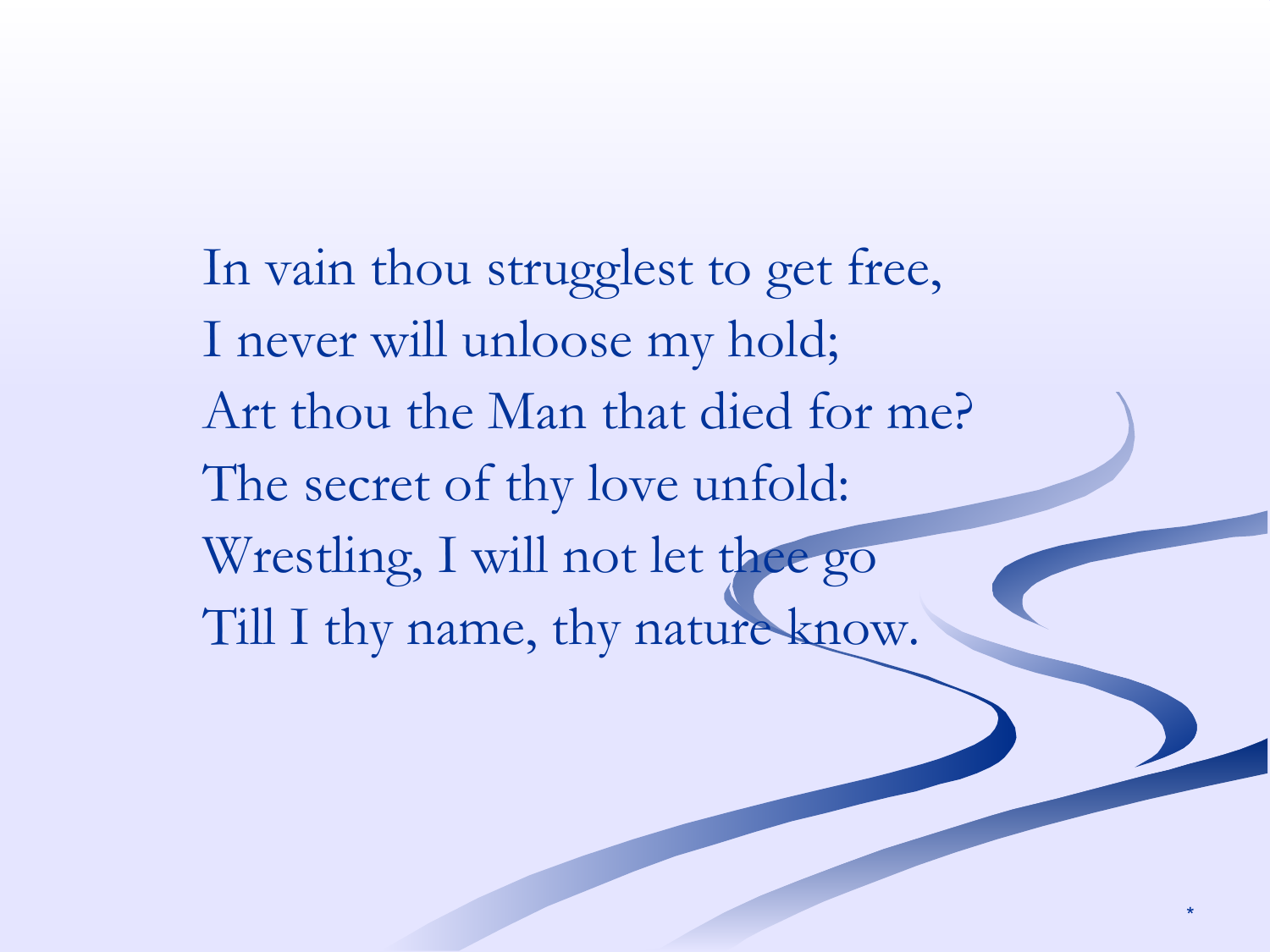In vain thou strugglest to get free,  
I never will unloose my hold;  
Art thou the Man that died for me?  
The secret of thy love unfold:  
Wrestling, I will not let thee go  
Till I thy name, thy nature know.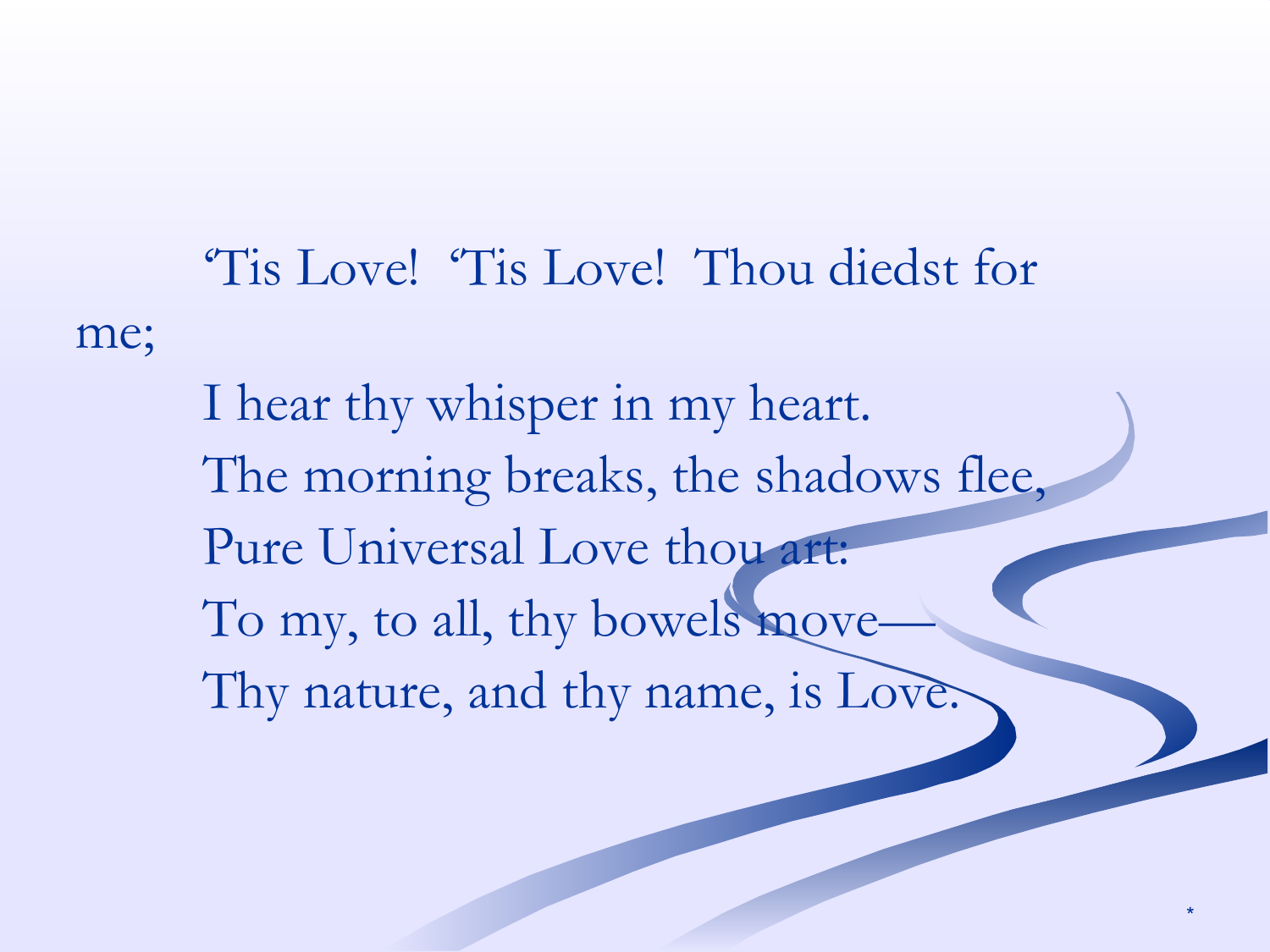‘Tis Love! ‘Tis Love! Thou diedst for me;

I hear thy whisper in my heart.

The morning breaks, the shadows flee,

Pure Universal Love thou art:

To my, to all, thy bowels move—

Thy nature, and thy name, is Love.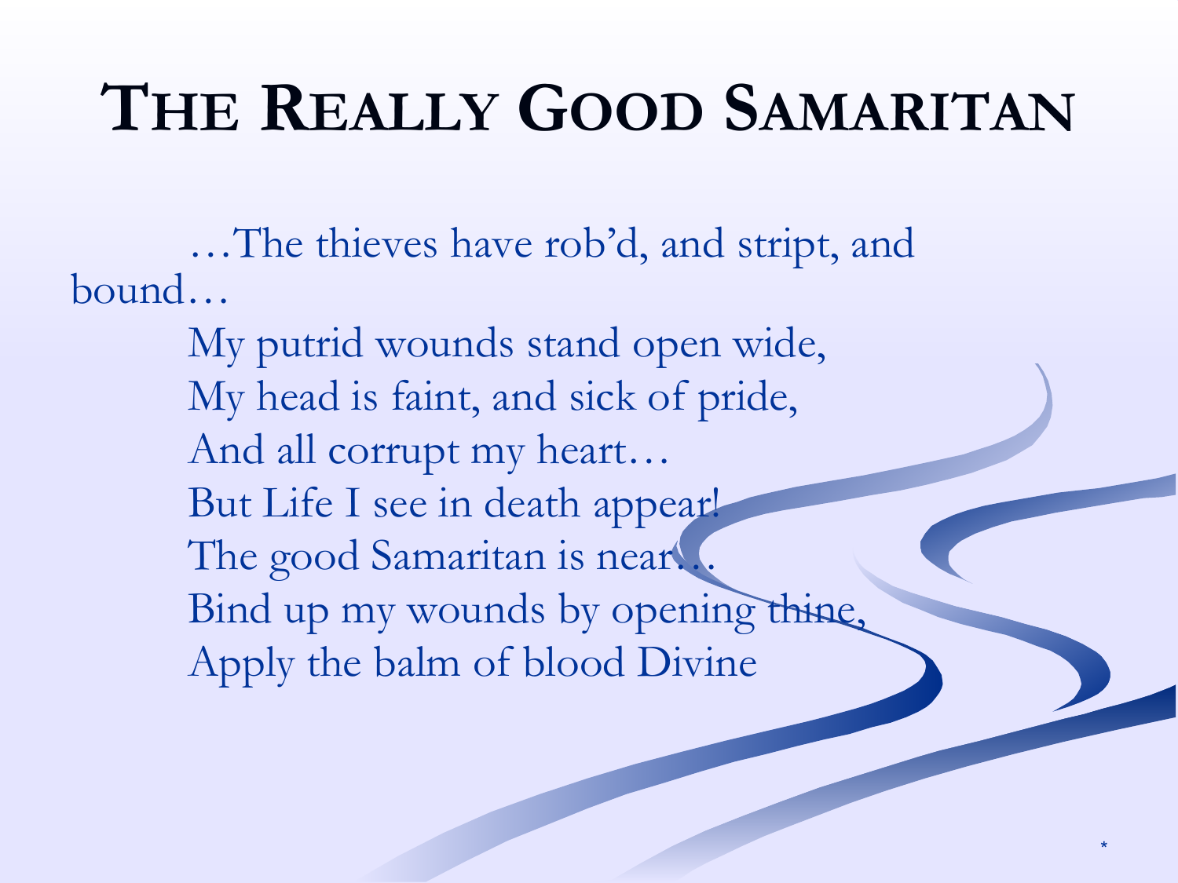# The Really Good Samaritan

…The thieves have rob'd, and stript, and bound…

My putrid wounds stand open wide,
My head is faint, and sick of pride,
And all corrupt my heart…
But Life I see in death appear!
The good Samaritan is near…
Bind up my wounds by opening thine,
Apply the balm of blood Divine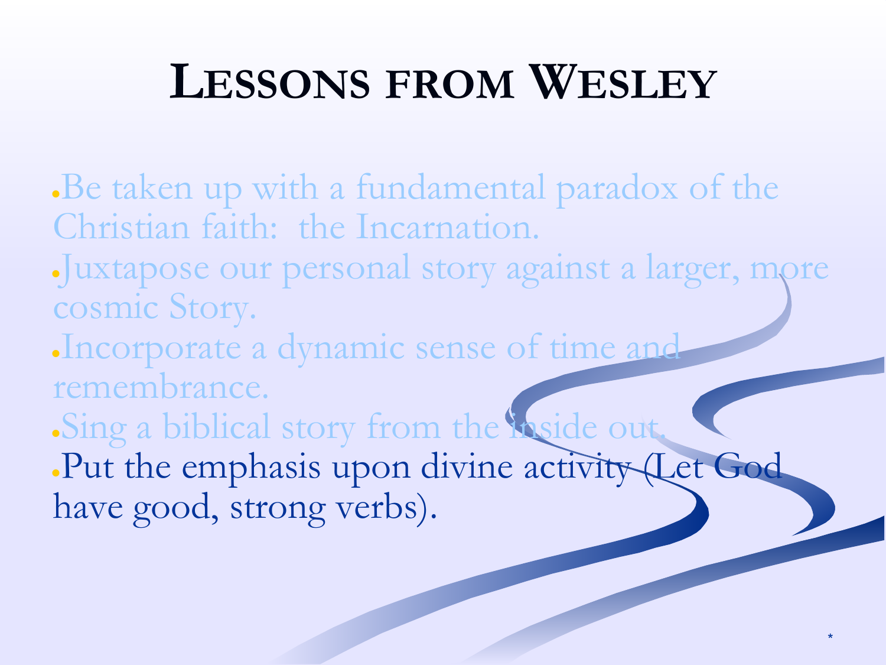# Lessons from Wesley

- Be taken up with a fundamental paradox of the Christian faith: the Incarnation.
- Juxtapose our personal story against a larger, more cosmic Story.
- Incorporate a dynamic sense of time and remembrance.
- Sing a biblical story from the inside out.
- Put the emphasis upon divine activity (Let God have good, strong verbs).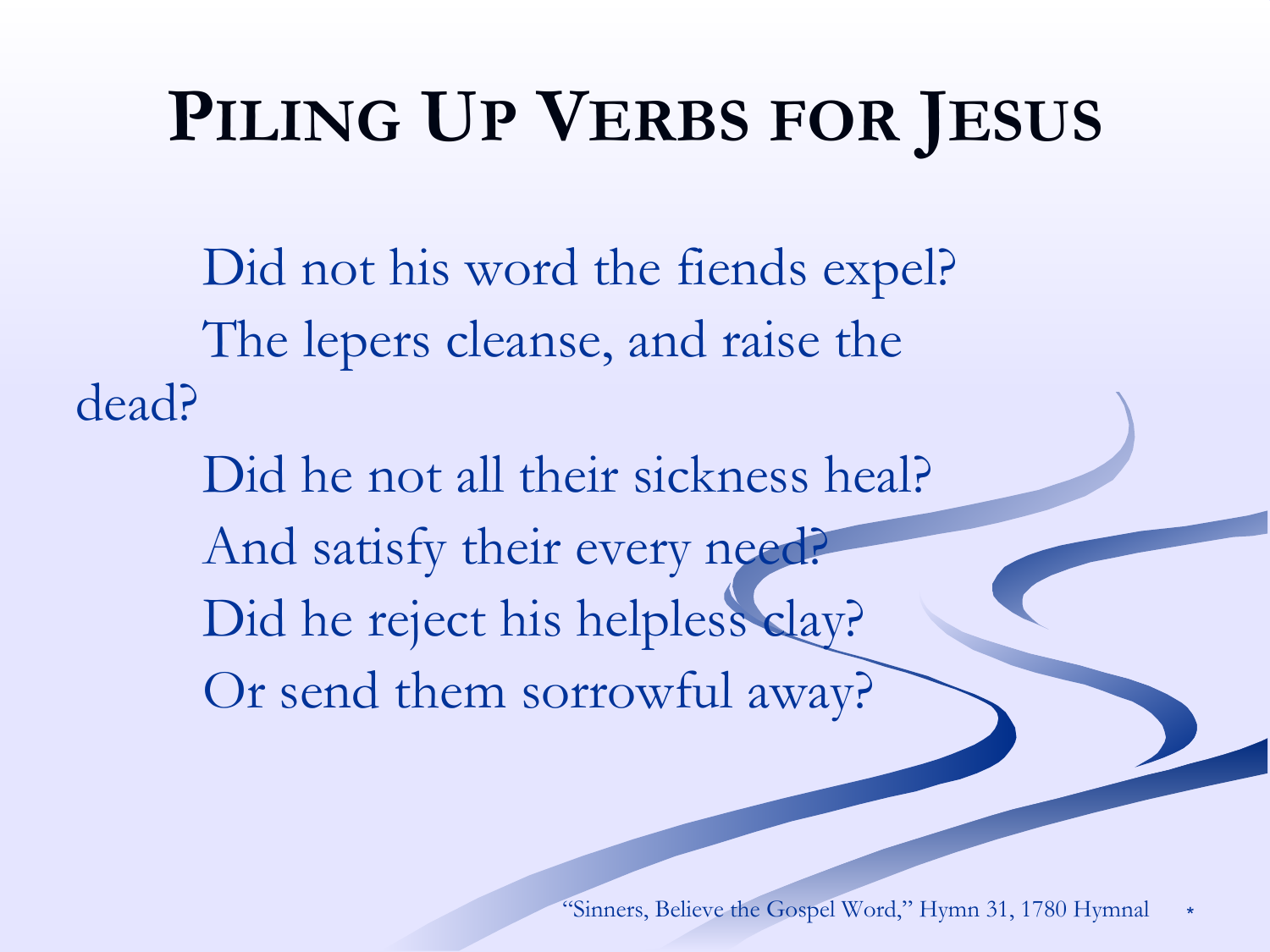# Piling Up Verbs for Jesus

Did not his word the fiends expel?
The lepers cleanse, and raise the dead?
Did he not all their sickness heal?
And satisfy their every need?
Did he reject his helpless clay?
Or send them sorrowful away?

"Sinners, Believe the Gospel Word," Hymn 31, 1780 Hymnal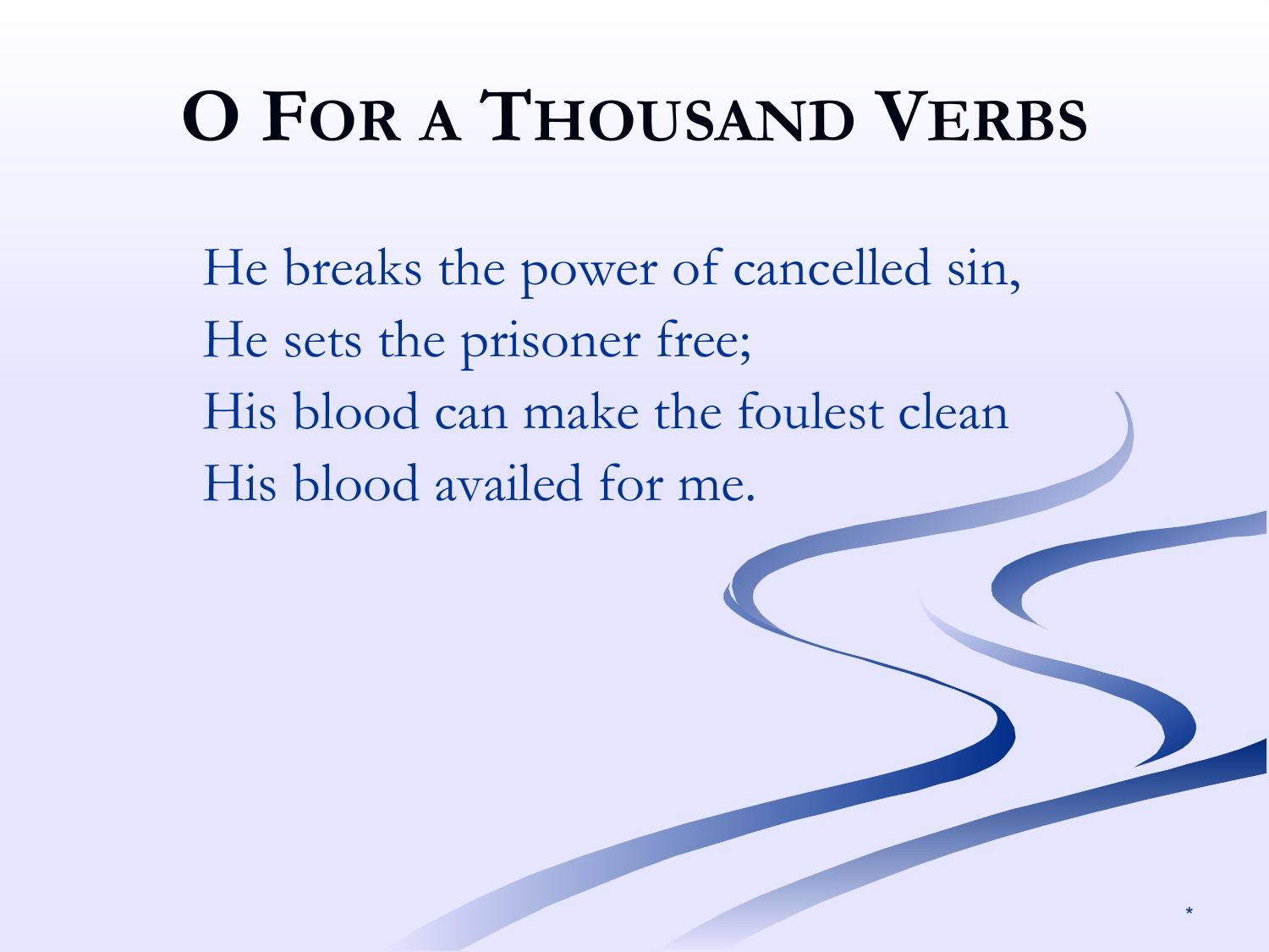# O For a Thousand Verbs

He breaks the power of cancelled sin,
He sets the prisoner free;
His blood can make the foulest clean
His blood availed for me.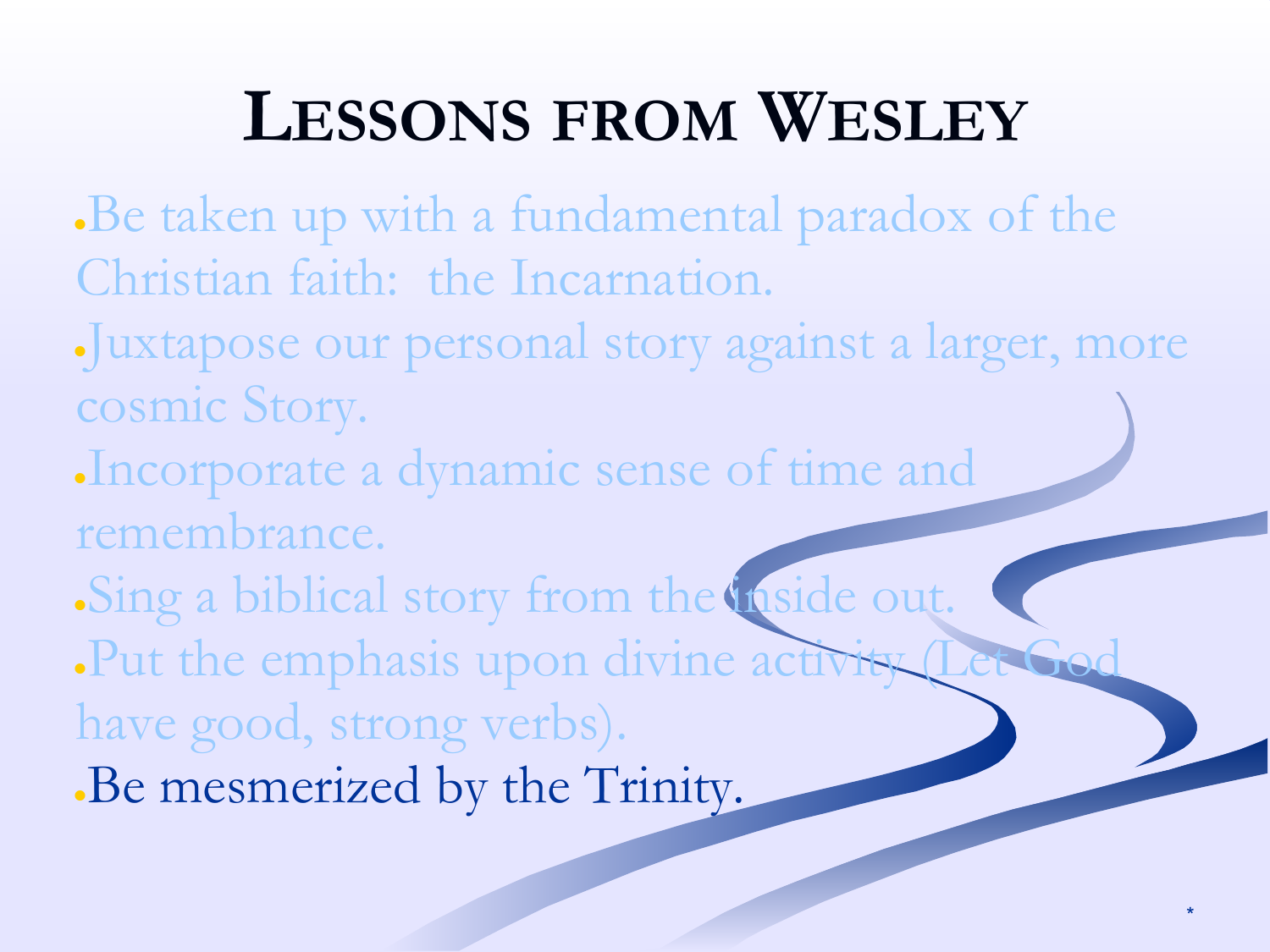# Lessons from Wesley

- Be taken up with a fundamental paradox of the Christian faith: the Incarnation.
- Juxtapose our personal story against a larger, more cosmic Story.
- Incorporate a dynamic sense of time and remembrance.
- Sing a biblical story from the inside out.
- Put the emphasis upon divine activity (Let God have good, strong verbs).
- Be mesmerized by the Trinity.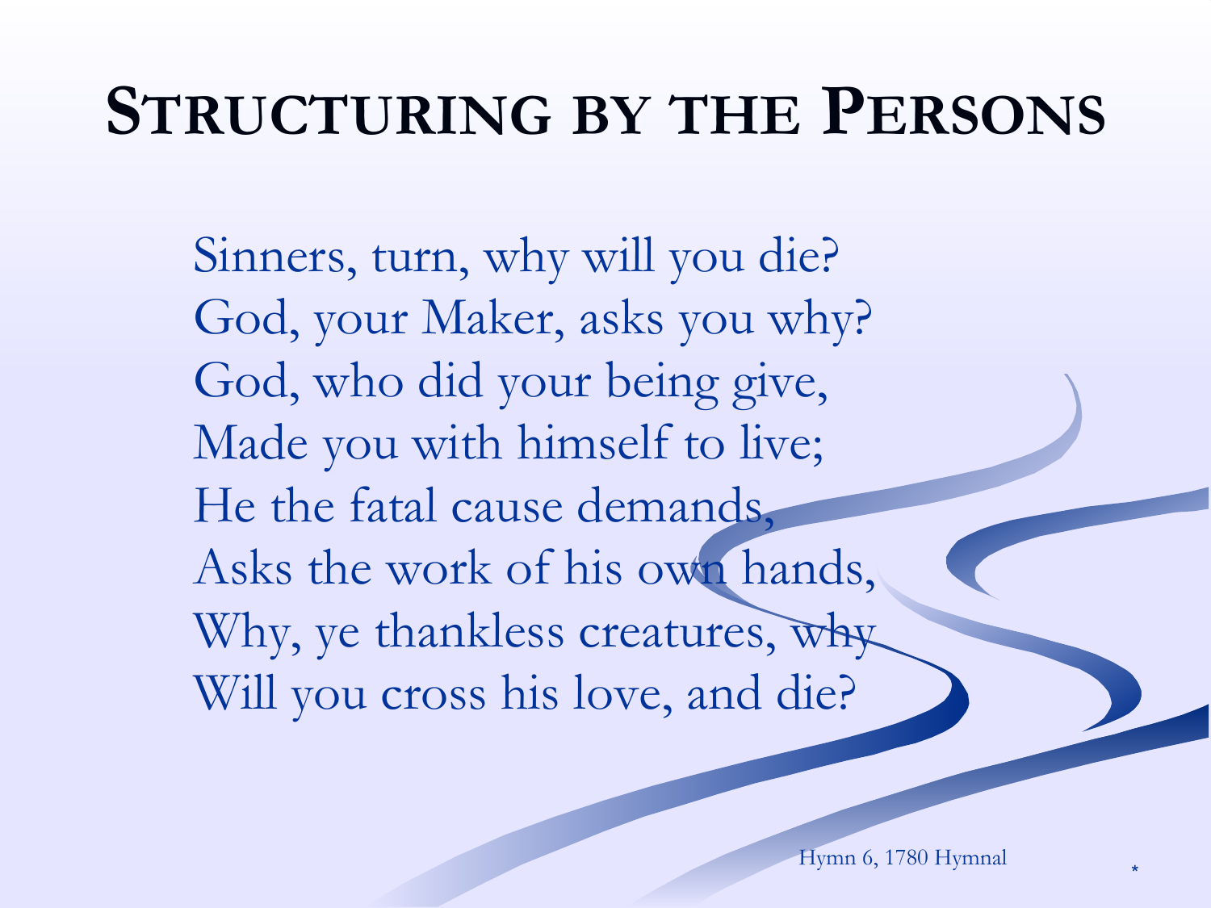# Structuring by the Persons

Sinners, turn, why will you die?
God, your Maker, asks you why?
God, who did your being give,
Made you with himself to live;
He the fatal cause demands,
Asks the work of his own hands,
Why, ye thankless creatures, why
Will you cross his love, and die?

Hymn 6, 1780 Hymnal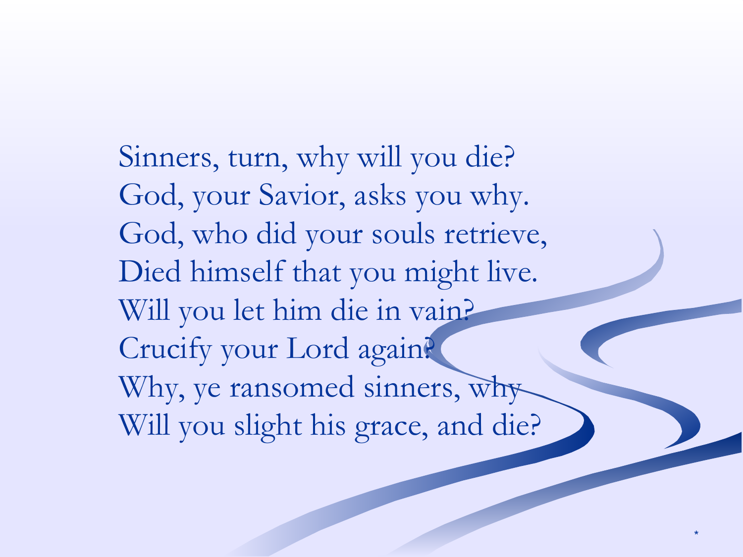Sinners, turn, why will you die?
God, your Savior, asks you why.
God, who did your souls retrieve,
Died himself that you might live.
Will you let him die in vain?
Crucify your Lord again?
Why, ye ransomed sinners, why
Will you slight his grace, and die?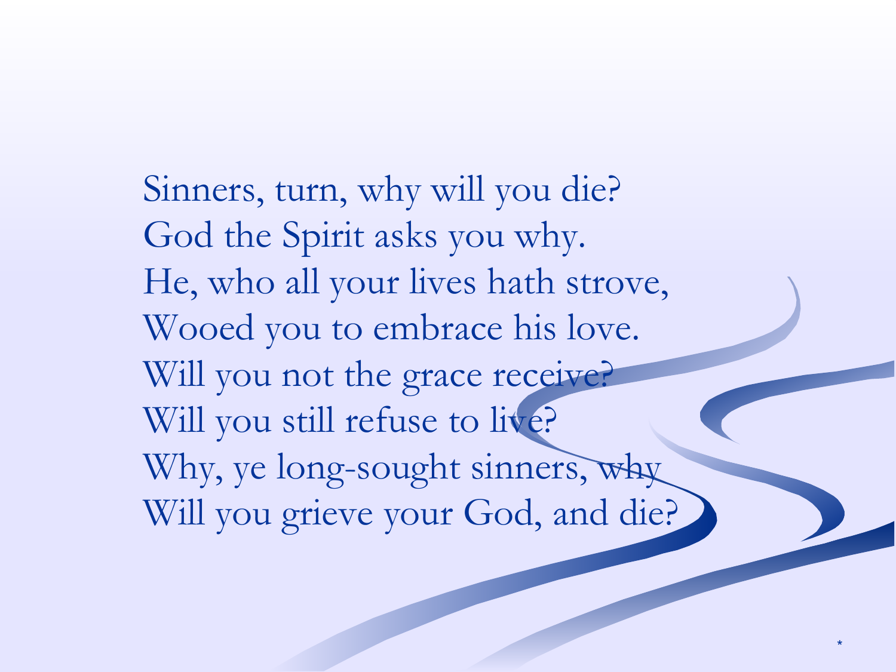Sinners, turn, why will you die?
God the Spirit asks you why.
He, who all your lives hath strove,
Wooed you to embrace his love.
Will you not the grace receive?
Will you still refuse to live?
Why, ye long-sought sinners, why
Will you grieve your God, and die?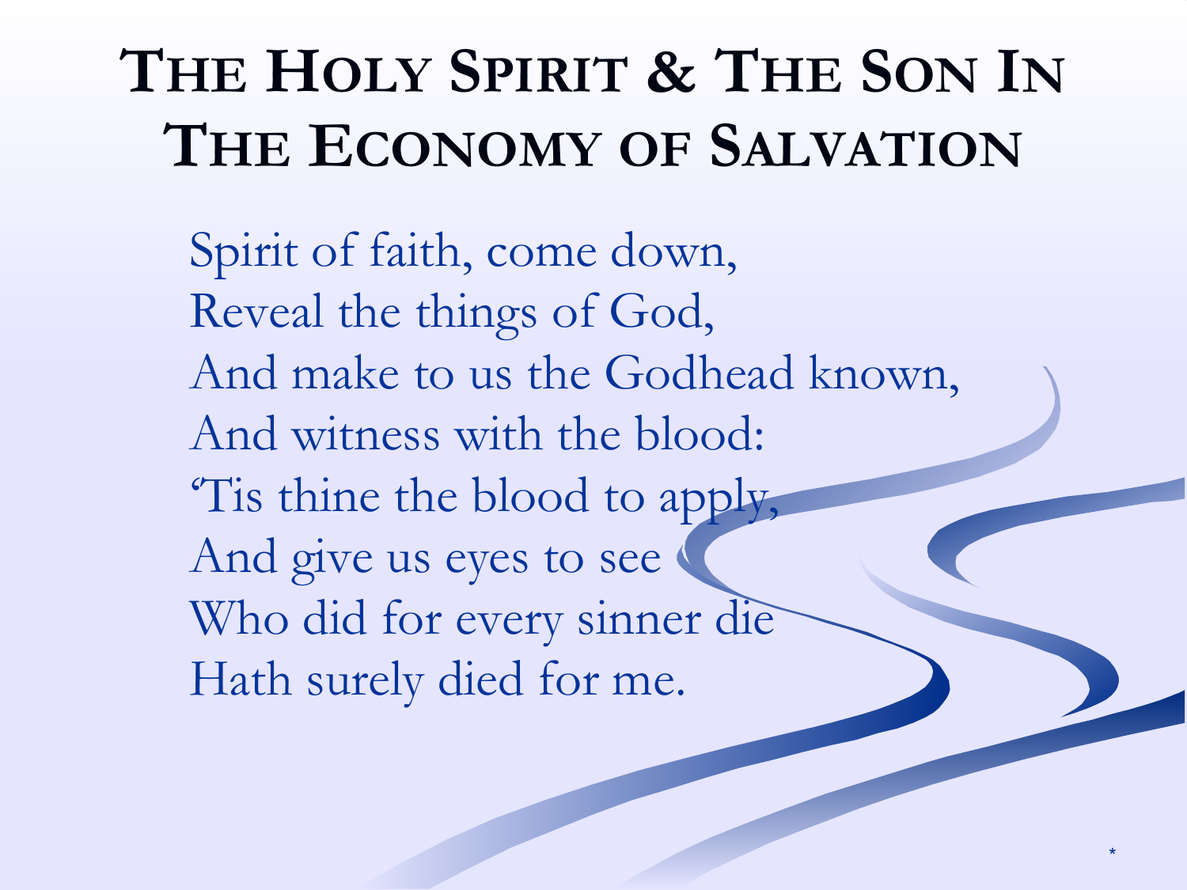# The Holy Spirit & The Son In The Economy of Salvation

Spirit of faith, come down,
Reveal the things of God,
And make to us the Godhead known,
And witness with the blood:
'Tis thine the blood to apply,
And give us eyes to see
Who did for every sinner die
Hath surely died for me.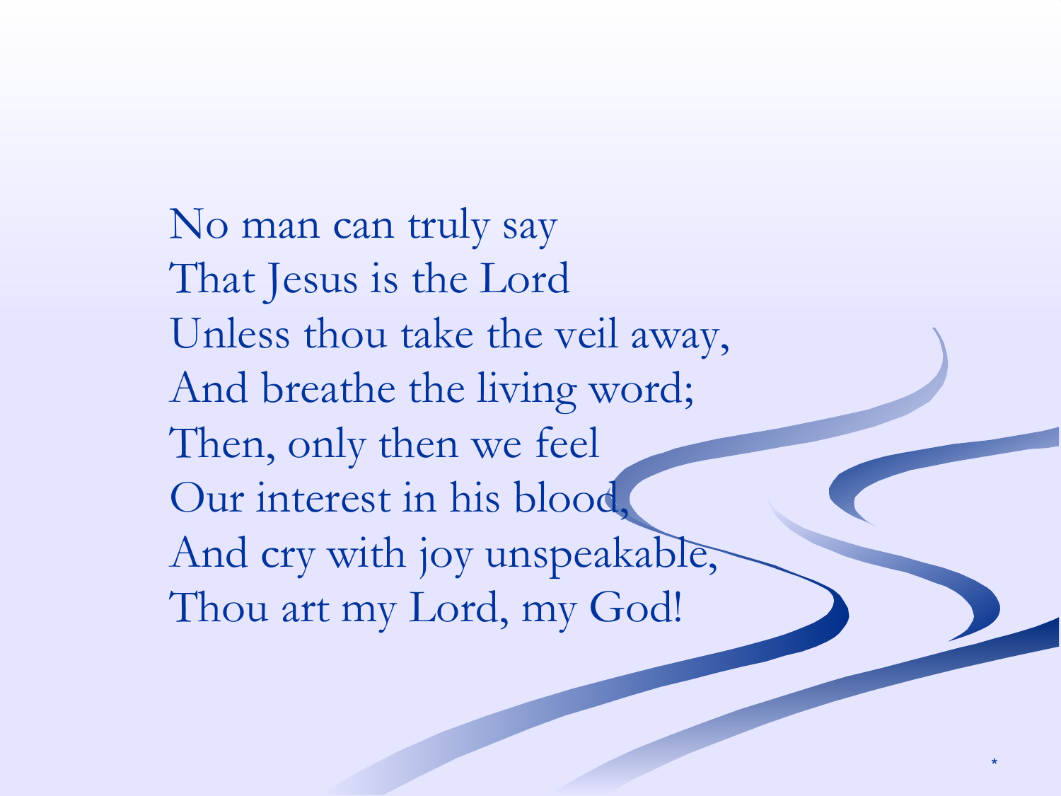No man can truly say  
That Jesus is the Lord  
Unless thou take the veil away,  
And breathe the living word;  
Then, only then we feel  
Our interest in his blood,  
And cry with joy unspeakable,  
Thou art my Lord, my God!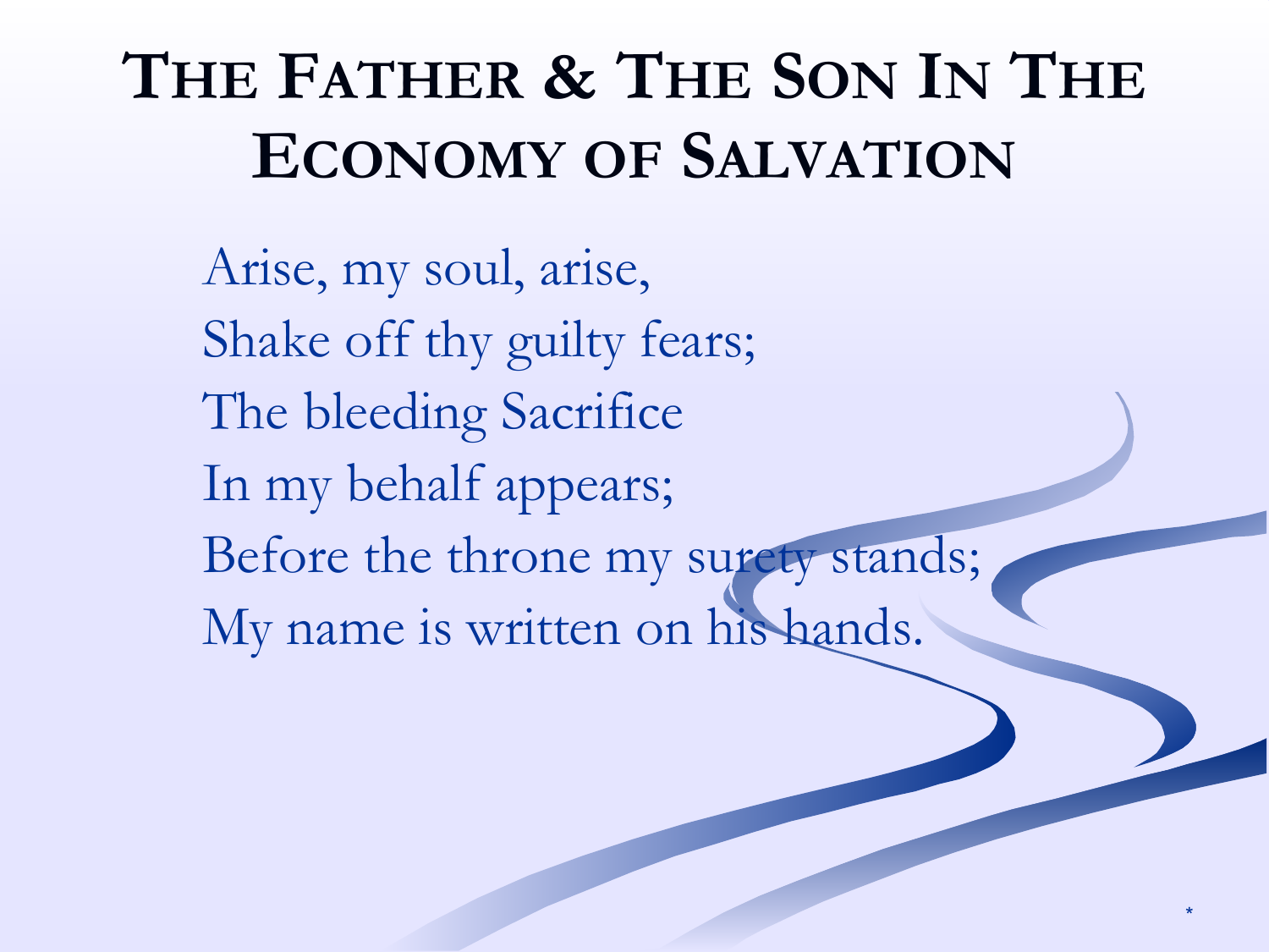# The Father & The Son In The Economy of Salvation

Arise, my soul, arise,  
Shake off thy guilty fears;  
The bleeding Sacrifice  
In my behalf appears;  
Before the throne my surety stands;  
My name is written on his hands.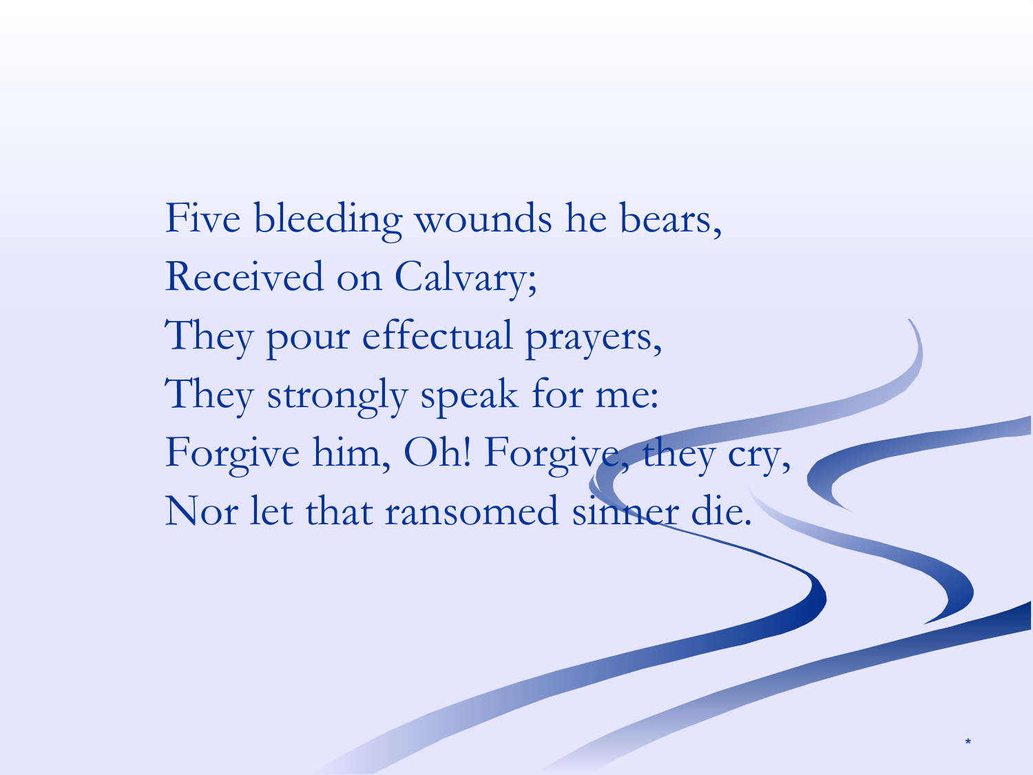Five bleeding wounds he bears,  
Received on Calvary;  
They pour effectual prayers,  
They strongly speak for me:  
Forgive him, Oh! Forgive, they cry,  
Nor let that ransomed sinner die.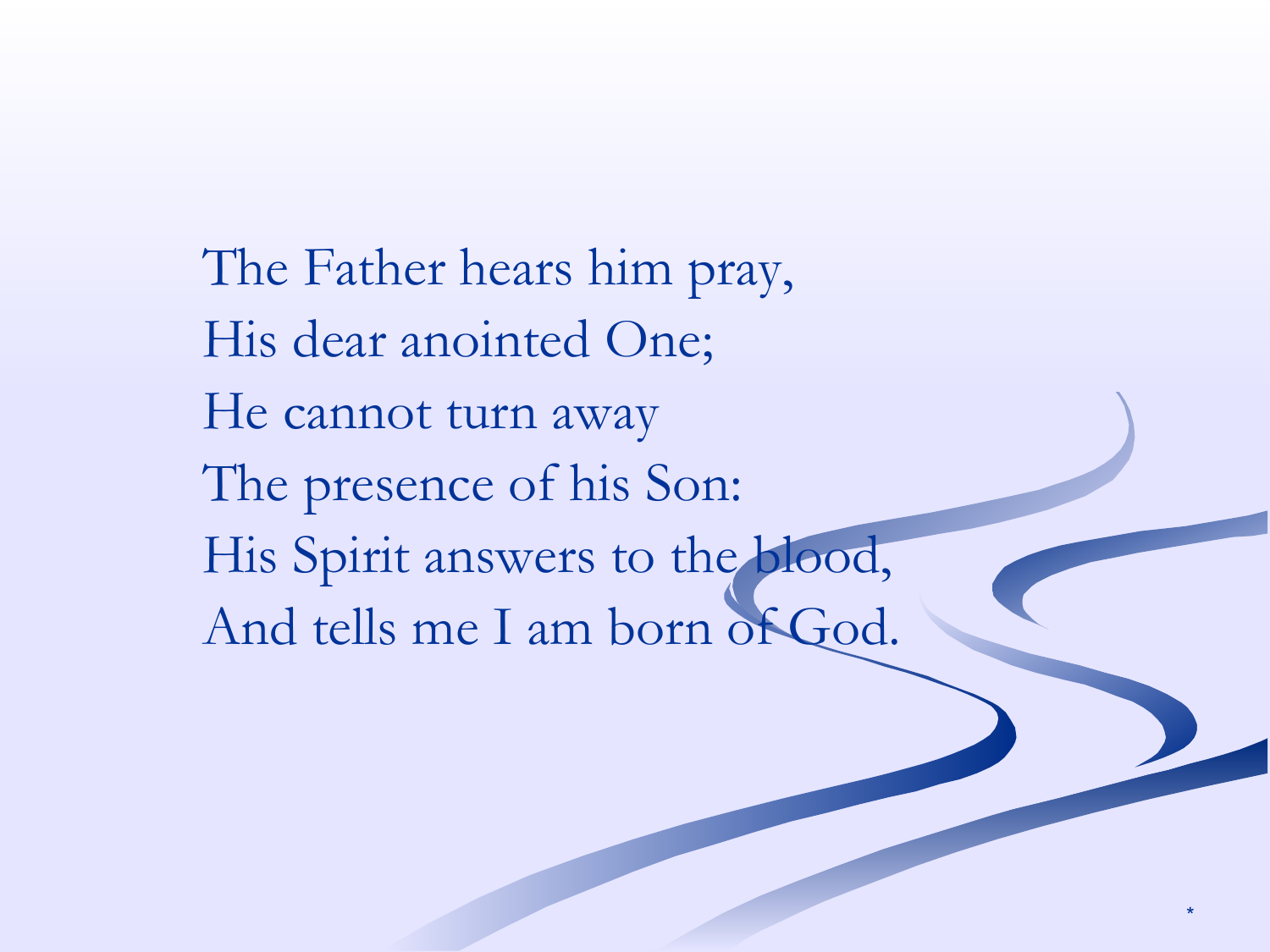The Father hears him pray,
His dear anointed One;
He cannot turn away
The presence of his Son:
His Spirit answers to the blood,
And tells me I am born of God.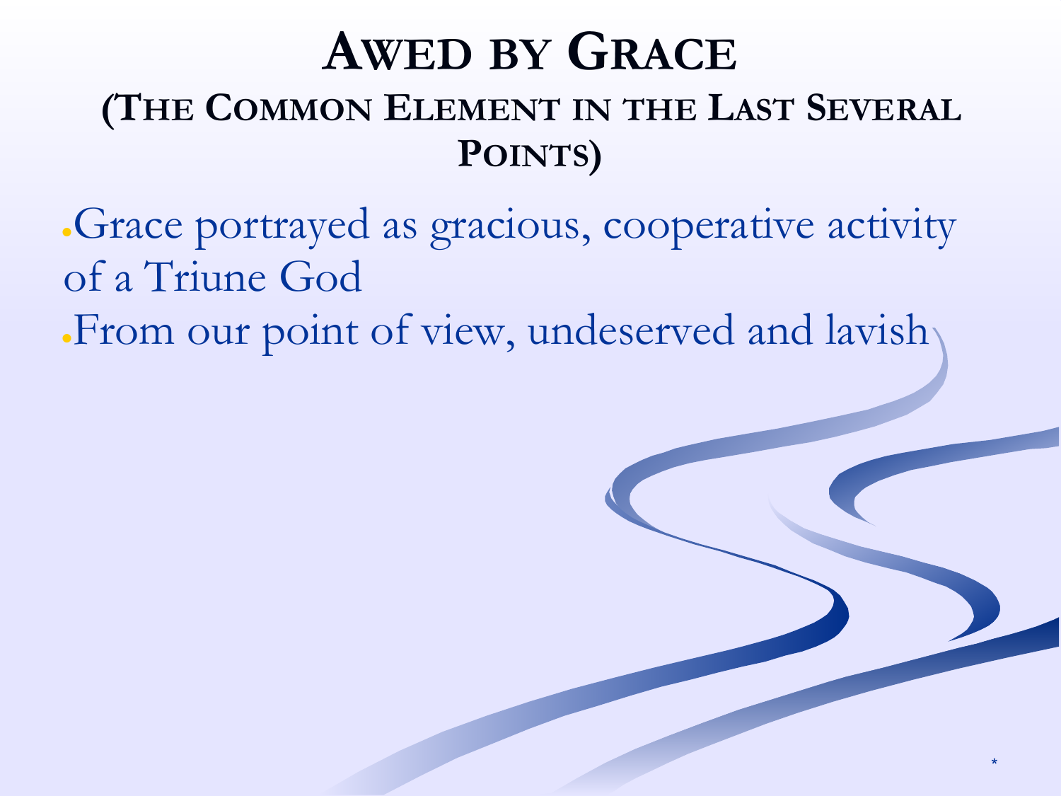# Awed by Grace

## (The Common Element in the Last Several Points)

- Grace portrayed as gracious, cooperative activity of a Triune God
- From our point of view, undeserved and lavish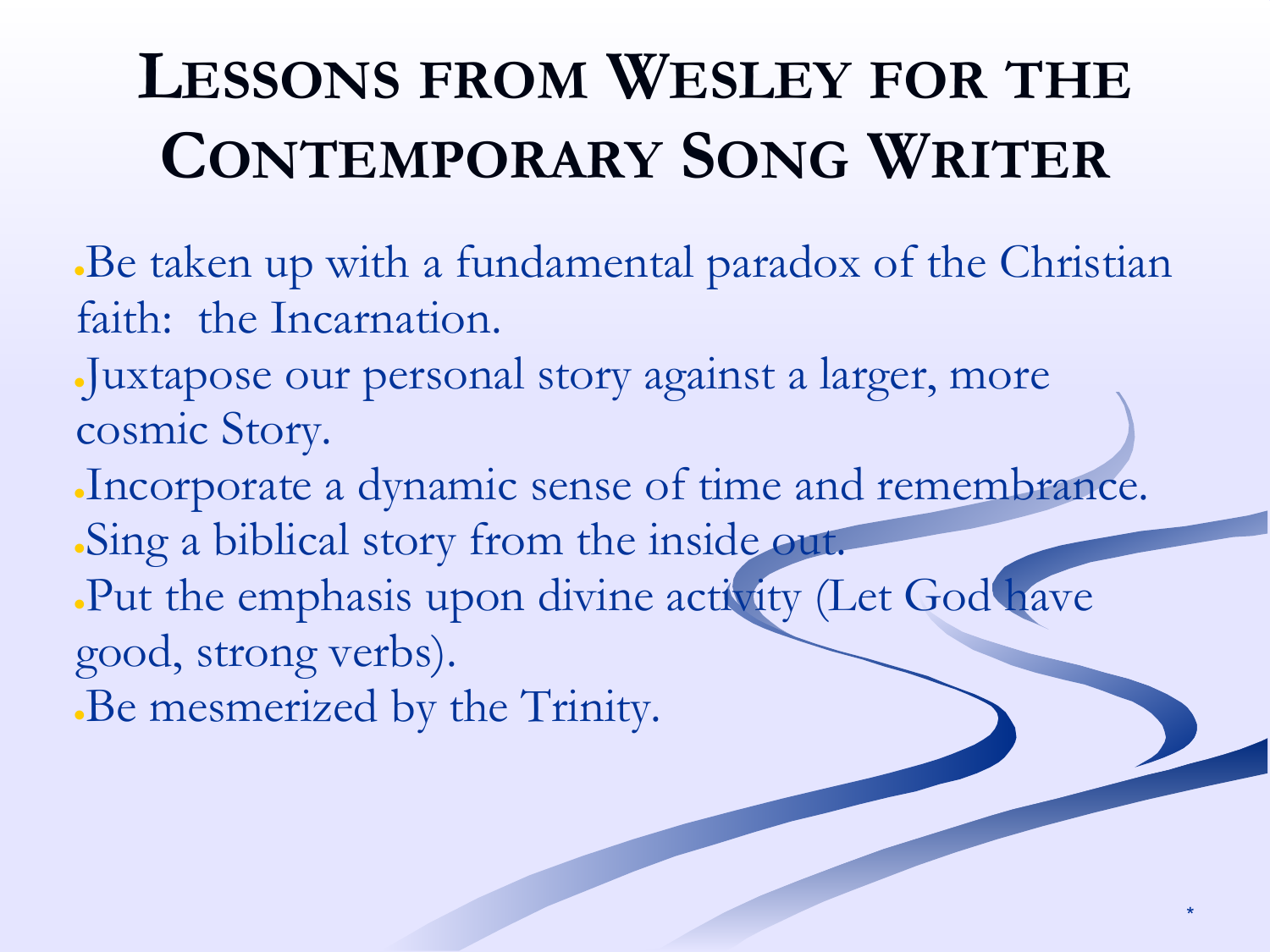# Lessons from Wesley for the Contemporary Song Writer

- Be taken up with a fundamental paradox of the Christian faith: the Incarnation.
- Juxtapose our personal story against a larger, more cosmic Story.
- Incorporate a dynamic sense of time and remembrance.
- Sing a biblical story from the inside out.
- Put the emphasis upon divine activity (Let God have good, strong verbs).
- Be mesmerized by the Trinity.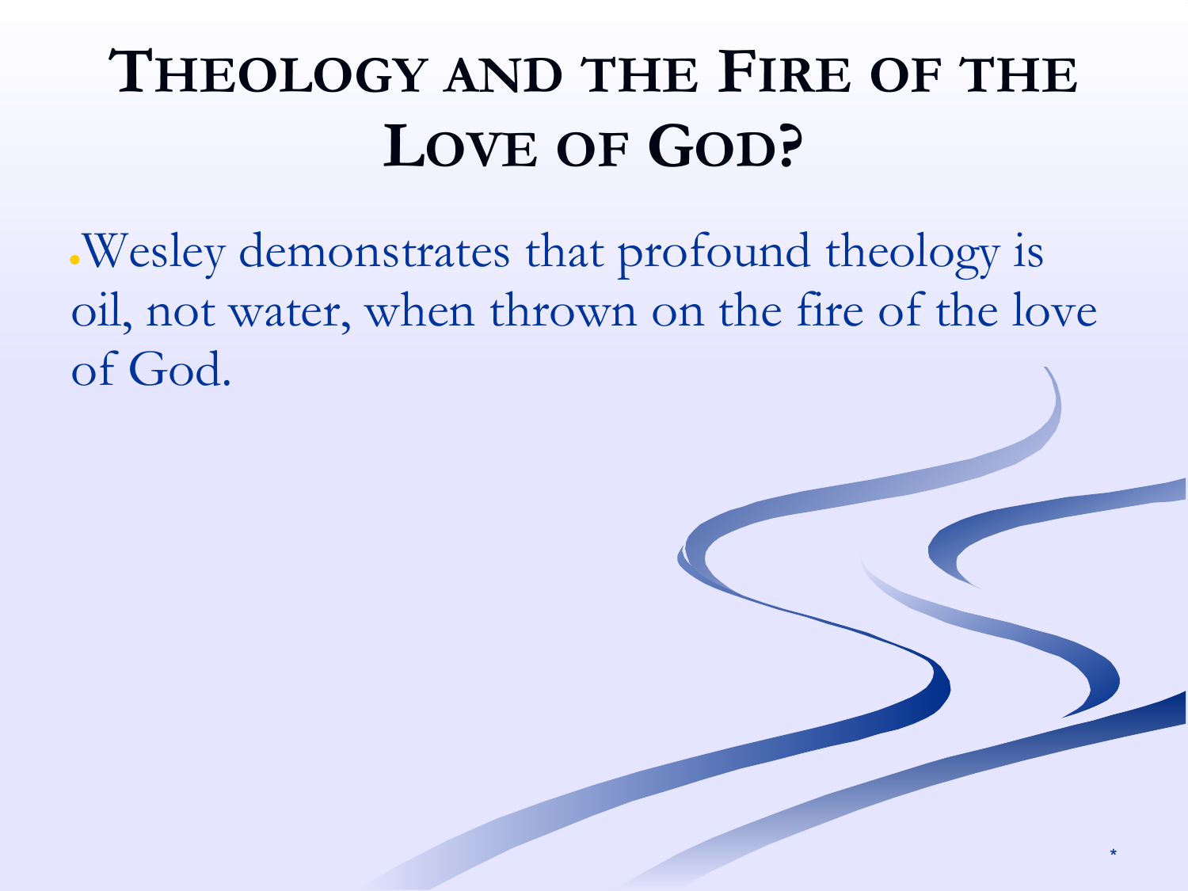# Theology and the Fire of the Love of God?

- Wesley demonstrates that profound theology is oil, not water, when thrown on the fire of the love of God.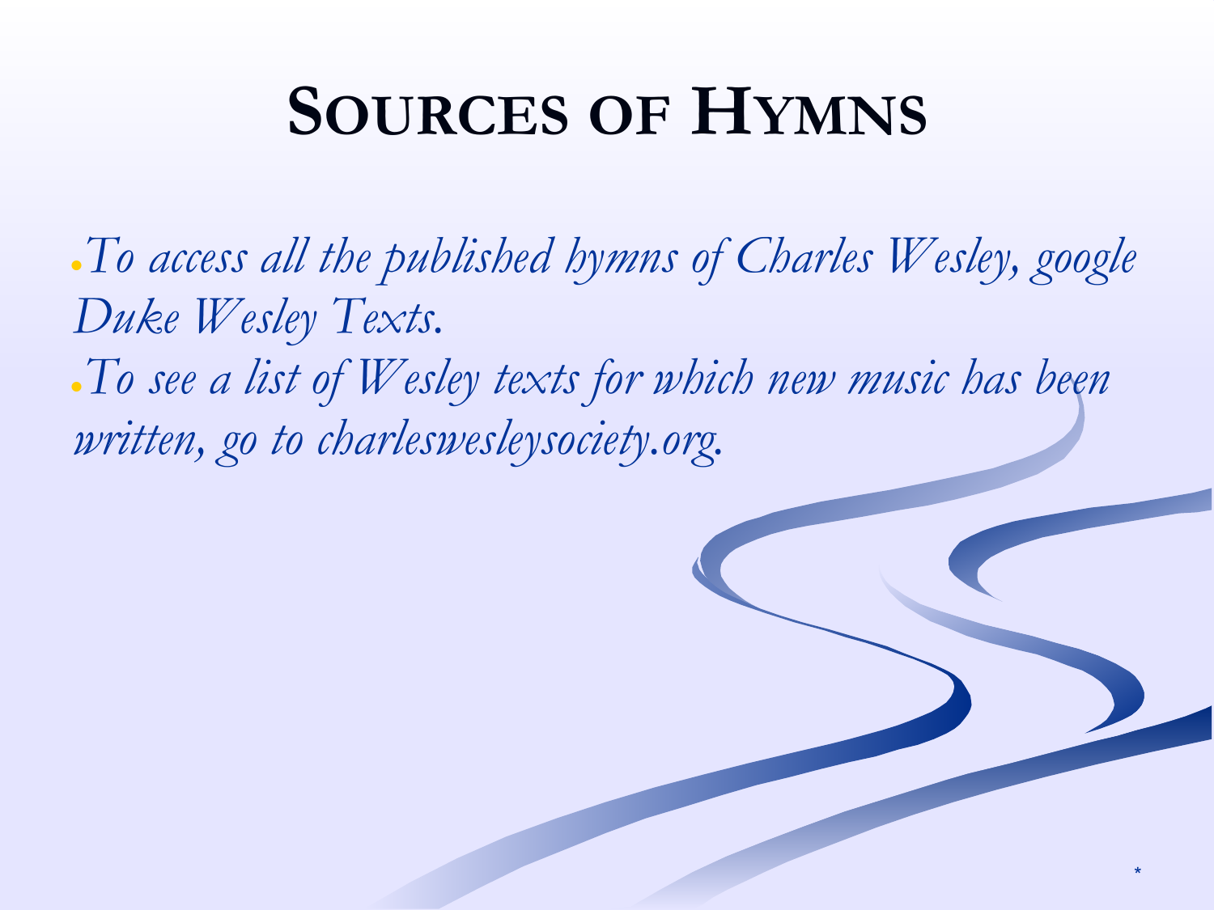# Sources of Hymns

- *To access all the published hymns of Charles Wesley, google Duke Wesley Texts.*
- *To see a list of Wesley texts for which new music has been written, go to charleswesleysociety.org.*